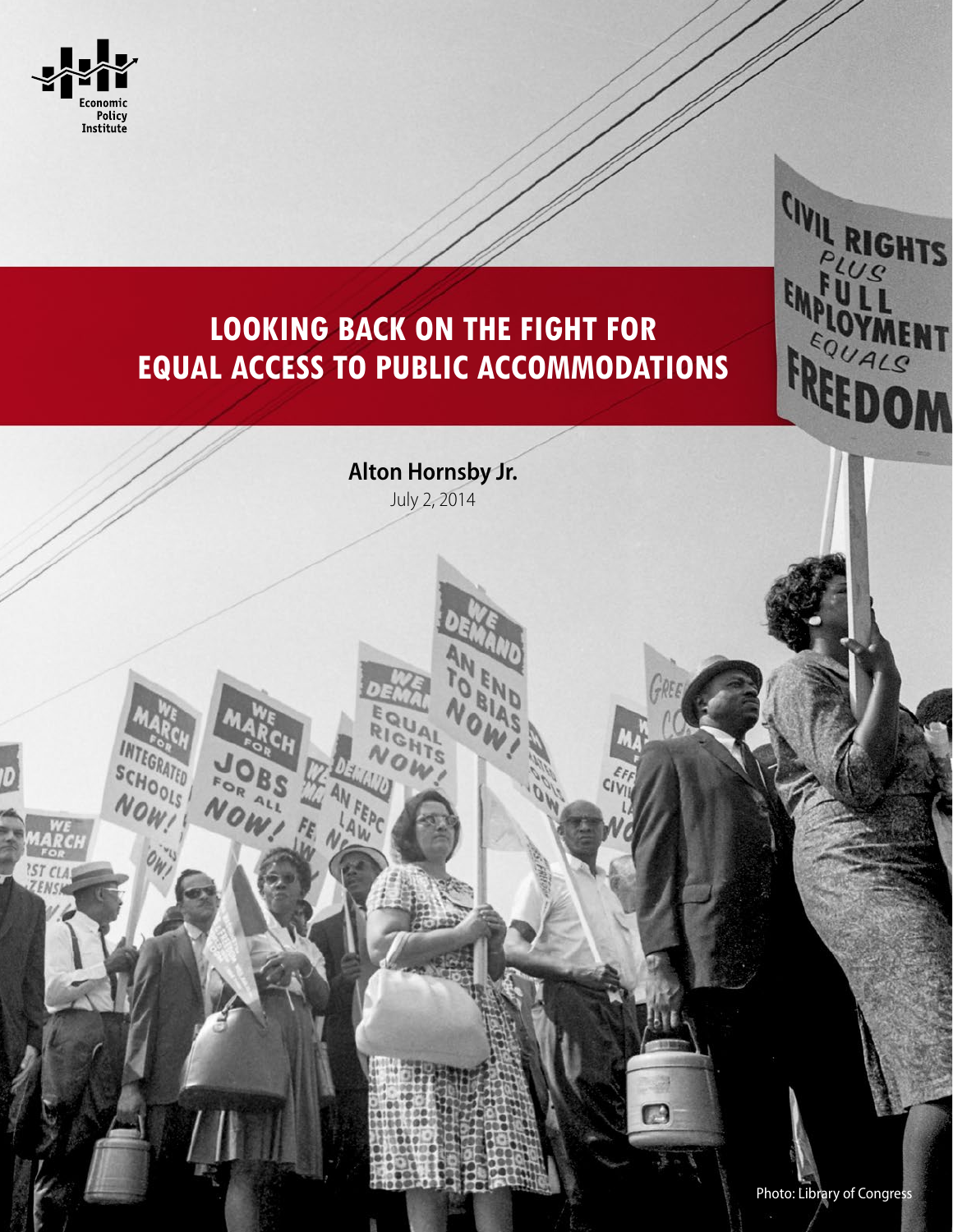Economic Policy Institute

# LOOKING BACK ON THE FIGHT FOR EQUAL ACCESS TO PUBLIC ACCOMMODATIONS

**Alton Hornsby Jr.**

July 2, 2014

Photo: Library of Congress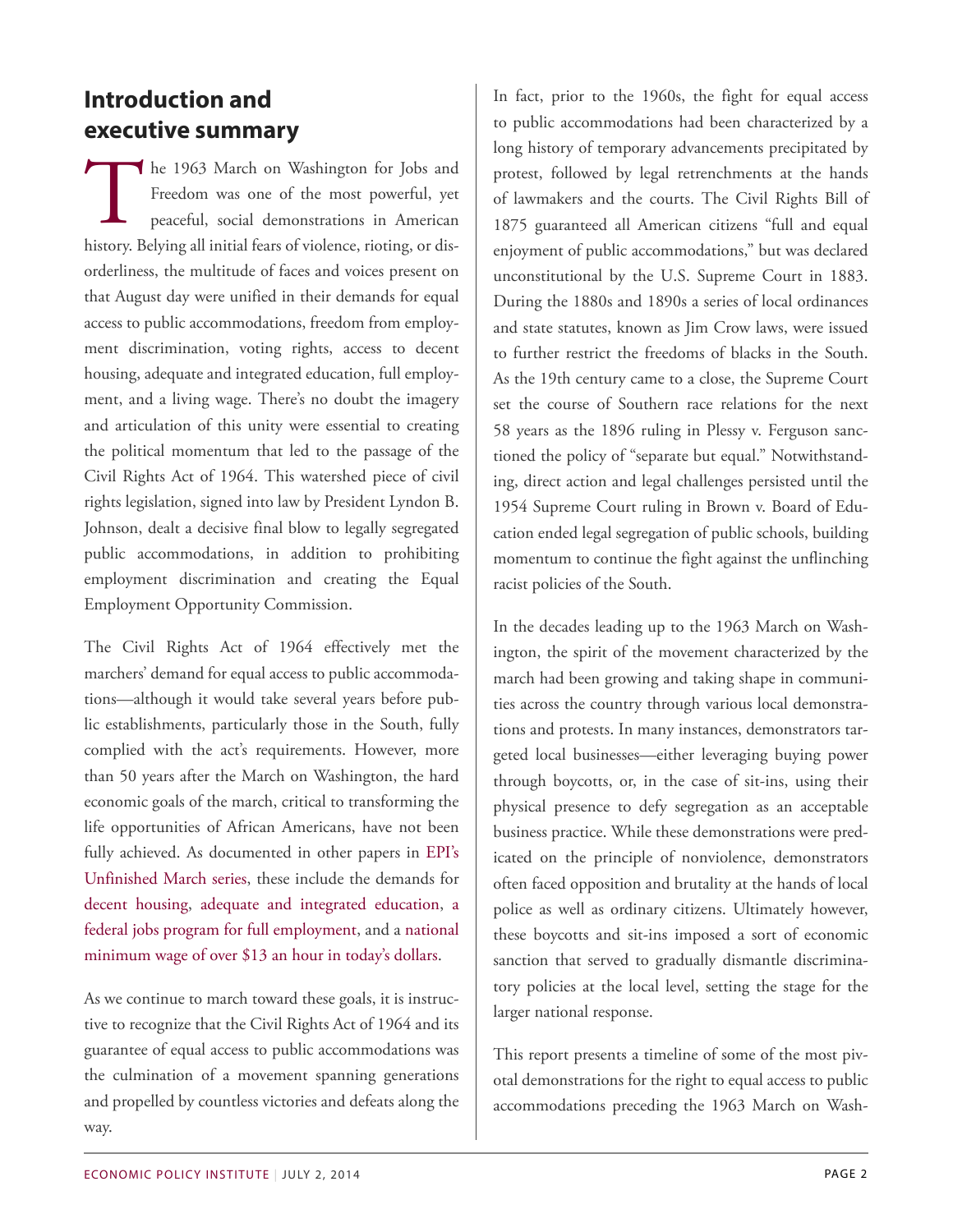## Introduction and executive summary

The 1963 March on Washington for Jobs and Freedom was one of the most powerful, yet peaceful, social demonstrations in American history. Belying all initial fears of violence, rioting, or disorderliness, the multitude of faces and voices present on that August day were unified in their demands for equal access to public accommodations, freedom from employment discrimination, voting rights, access to decent housing, adequate and integrated education, full employment, and a living wage. There's no doubt the imagery and articulation of this unity were essential to creating the political momentum that led to the passage of the Civil Rights Act of 1964. This watershed piece of civil rights legislation, signed into law by President Lyndon B. Johnson, dealt a decisive final blow to legally segregated public accommodations, in addition to prohibiting employment discrimination and creating the Equal Employment Opportunity Commission.

The Civil Rights Act of 1964 effectively met the marchers' demand for equal access to public accommodations—although it would take several years before public establishments, particularly those in the South, fully complied with the act's requirements. However, more than 50 years after the March on Washington, the hard economic goals of the march, critical to transforming the life opportunities of African Americans, have not been fully achieved. As documented in other papers in EPI's Unfinished March series, these include the demands for decent housing, adequate and integrated education, a federal jobs program for full employment, and a national minimum wage of over $13 an hour in today's dollars.

As we continue to march toward these goals, it is instructive to recognize that the Civil Rights Act of 1964 and its guarantee of equal access to public accommodations was the culmination of a movement spanning generations and propelled by countless victories and defeats along the way.

In fact, prior to the 1960s, the fight for equal access to public accommodations had been characterized by a long history of temporary advancements precipitated by protest, followed by legal retrenchments at the hands of lawmakers and the courts. The Civil Rights Bill of 1875 guaranteed all American citizens "full and equal enjoyment of public accommodations," but was declared unconstitutional by the U.S. Supreme Court in 1883. During the 1880s and 1890s a series of local ordinances and state statutes, known as Jim Crow laws, were issued to further restrict the freedoms of blacks in the South. As the 19th century came to a close, the Supreme Court set the course of Southern race relations for the next 58 years as the 1896 ruling in Plessy v. Ferguson sanctioned the policy of "separate but equal." Notwithstanding, direct action and legal challenges persisted until the 1954 Supreme Court ruling in Brown v. Board of Education ended legal segregation of public schools, building momentum to continue the fight against the unflinching racist policies of the South.

In the decades leading up to the 1963 March on Washington, the spirit of the movement characterized by the march had been growing and taking shape in communities across the country through various local demonstrations and protests. In many instances, demonstrators targeted local businesses—either leveraging buying power through boycotts, or, in the case of sit-ins, using their physical presence to defy segregation as an acceptable business practice. While these demonstrations were predicated on the principle of nonviolence, demonstrators often faced opposition and brutality at the hands of local police as well as ordinary citizens. Ultimately however, these boycotts and sit-ins imposed a sort of economic sanction that served to gradually dismantle discriminatory policies at the local level, setting the stage for the larger national response.

This report presents a timeline of some of the most pivotal demonstrations for the right to equal access to public accommodations preceding the 1963 March on Wash-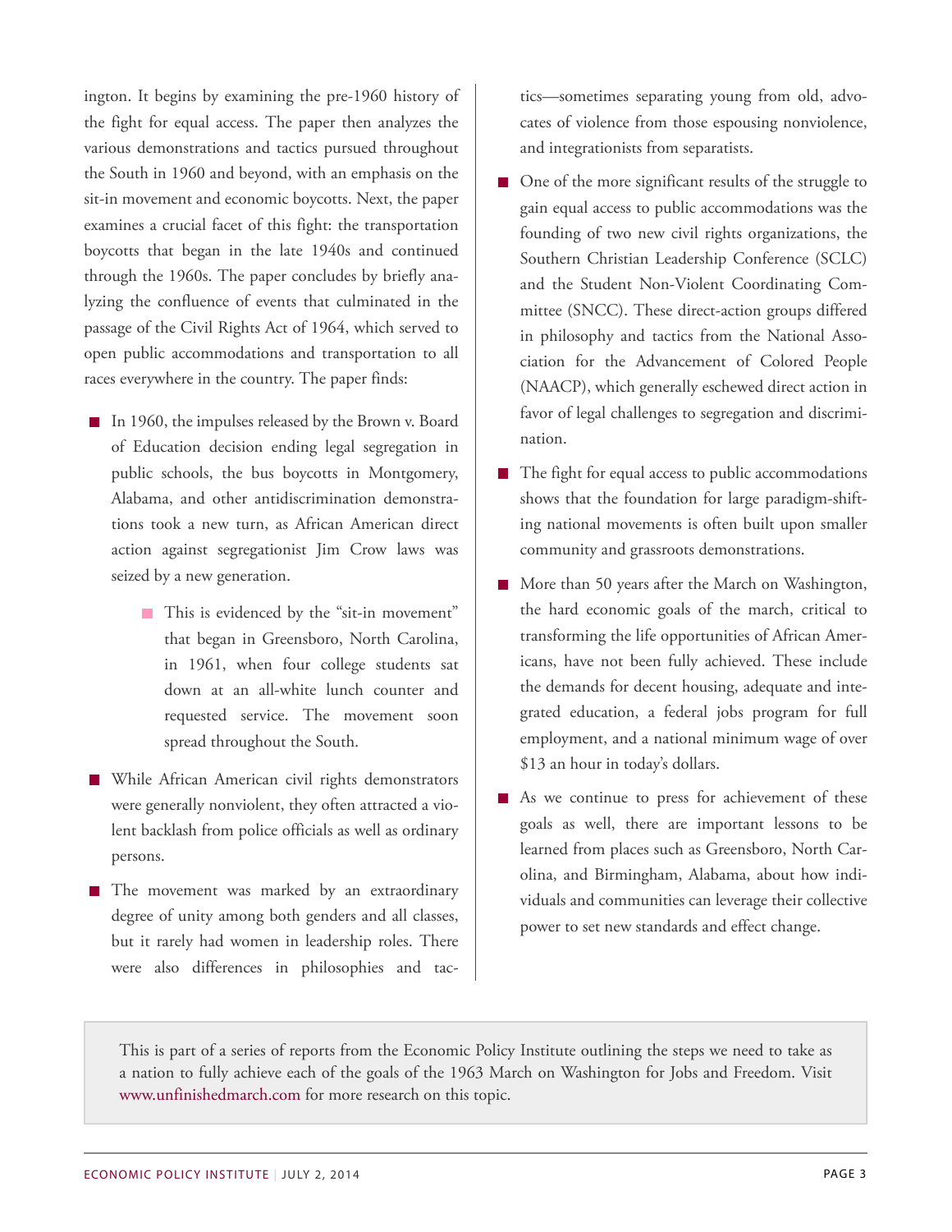ington. It begins by examining the pre-1960 history of the fight for equal access. The paper then analyzes the various demonstrations and tactics pursued throughout the South in 1960 and beyond, with an emphasis on the sit-in movement and economic boycotts. Next, the paper examines a crucial facet of this fight: the transportation boycotts that began in the late 1940s and continued through the 1960s. The paper concludes by briefly analyzing the confluence of events that culminated in the passage of the Civil Rights Act of 1964, which served to open public accommodations and transportation to all races everywhere in the country. The paper finds:

- In 1960, the impulses released by the Brown v. Board of Education decision ending legal segregation in public schools, the bus boycotts in Montgomery, Alabama, and other antidiscrimination demonstrations took a new turn, as African American direct action against segregationist Jim Crow laws was seized by a new generation.
  - This is evidenced by the "sit-in movement" that began in Greensboro, North Carolina, in 1961, when four college students sat down at an all-white lunch counter and requested service. The movement soon spread throughout the South.
- While African American civil rights demonstrators were generally nonviolent, they often attracted a violent backlash from police officials as well as ordinary persons.
- The movement was marked by an extraordinary degree of unity among both genders and all classes, but it rarely had women in leadership roles. There were also differences in philosophies and tactics—sometimes separating young from old, advocates of violence from those espousing nonviolence, and integrationists from separatists.
- One of the more significant results of the struggle to gain equal access to public accommodations was the founding of two new civil rights organizations, the Southern Christian Leadership Conference (SCLC) and the Student Non-Violent Coordinating Committee (SNCC). These direct-action groups differed in philosophy and tactics from the National Association for the Advancement of Colored People (NAACP), which generally eschewed direct action in favor of legal challenges to segregation and discrimination.
- The fight for equal access to public accommodations shows that the foundation for large paradigm-shifting national movements is often built upon smaller community and grassroots demonstrations.
- More than 50 years after the March on Washington, the hard economic goals of the march, critical to transforming the life opportunities of African Americans, have not been fully achieved. These include the demands for decent housing, adequate and integrated education, a federal jobs program for full employment, and a national minimum wage of over $13 an hour in today's dollars.
- As we continue to press for achievement of these goals as well, there are important lessons to be learned from places such as Greensboro, North Carolina, and Birmingham, Alabama, about how individuals and communities can leverage their collective power to set new standards and effect change.

This is part of a series of reports from the Economic Policy Institute outlining the steps we need to take as a nation to fully achieve each of the goals of the 1963 March on Washington for Jobs and Freedom. Visit www.unfinishedmarch.com for more research on this topic.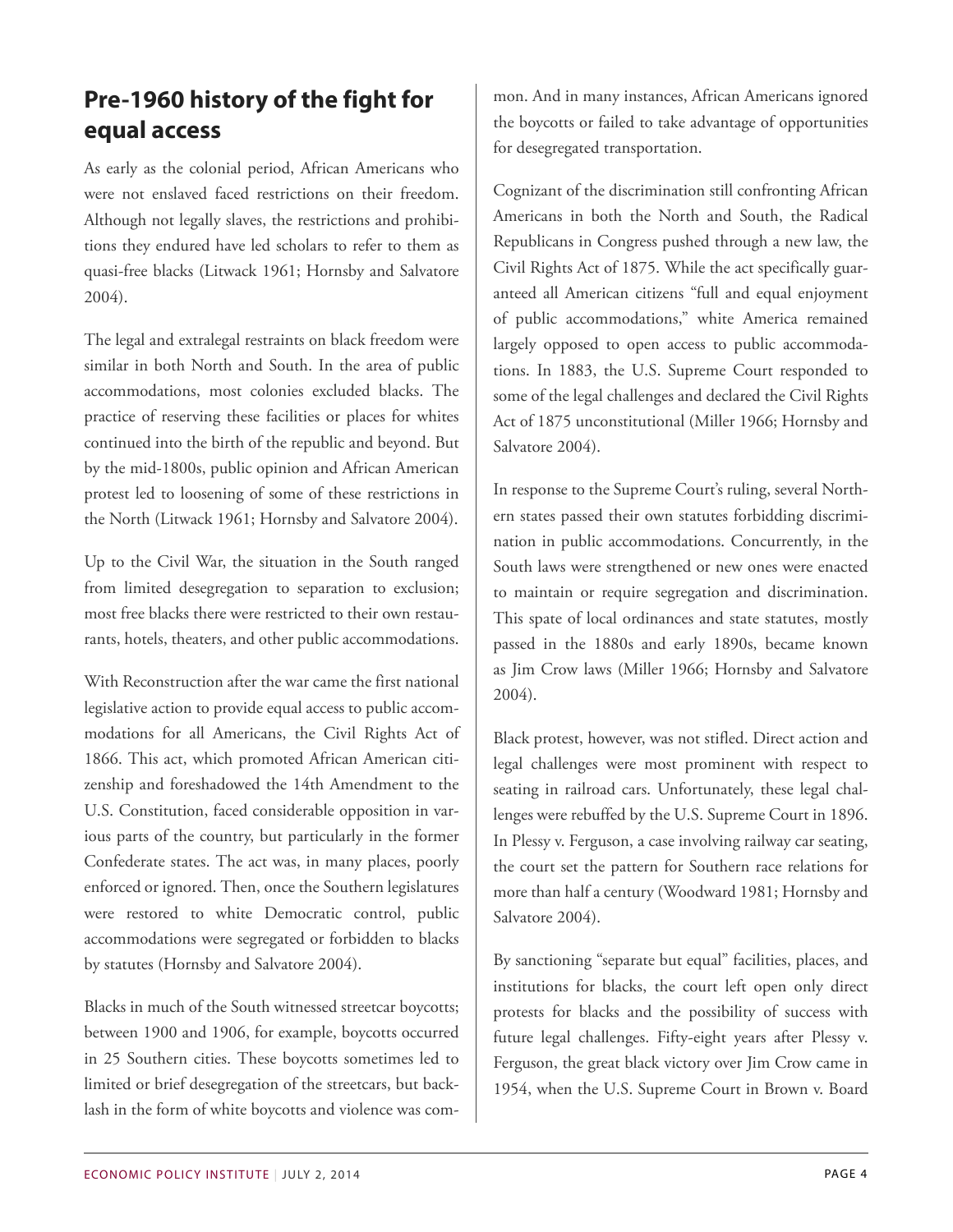## Pre-1960 history of the fight for equal access

As early as the colonial period, African Americans who were not enslaved faced restrictions on their freedom. Although not legally slaves, the restrictions and prohibitions they endured have led scholars to refer to them as quasi-free blacks (Litwack 1961; Hornsby and Salvatore 2004).

The legal and extralegal restraints on black freedom were similar in both North and South. In the area of public accommodations, most colonies excluded blacks. The practice of reserving these facilities or places for whites continued into the birth of the republic and beyond. But by the mid-1800s, public opinion and African American protest led to loosening of some of these restrictions in the North (Litwack 1961; Hornsby and Salvatore 2004).

Up to the Civil War, the situation in the South ranged from limited desegregation to separation to exclusion; most free blacks there were restricted to their own restaurants, hotels, theaters, and other public accommodations.

With Reconstruction after the war came the first national legislative action to provide equal access to public accommodations for all Americans, the Civil Rights Act of 1866. This act, which promoted African American citizenship and foreshadowed the 14th Amendment to the U.S. Constitution, faced considerable opposition in various parts of the country, but particularly in the former Confederate states. The act was, in many places, poorly enforced or ignored. Then, once the Southern legislatures were restored to white Democratic control, public accommodations were segregated or forbidden to blacks by statutes (Hornsby and Salvatore 2004).

Blacks in much of the South witnessed streetcar boycotts; between 1900 and 1906, for example, boycotts occurred in 25 Southern cities. These boycotts sometimes led to limited or brief desegregation of the streetcars, but backlash in the form of white boycotts and violence was common. And in many instances, African Americans ignored the boycotts or failed to take advantage of opportunities for desegregated transportation.

Cognizant of the discrimination still confronting African Americans in both the North and South, the Radical Republicans in Congress pushed through a new law, the Civil Rights Act of 1875. While the act specifically guaranteed all American citizens "full and equal enjoyment of public accommodations," white America remained largely opposed to open access to public accommodations. In 1883, the U.S. Supreme Court responded to some of the legal challenges and declared the Civil Rights Act of 1875 unconstitutional (Miller 1966; Hornsby and Salvatore 2004).

In response to the Supreme Court's ruling, several Northern states passed their own statutes forbidding discrimination in public accommodations. Concurrently, in the South laws were strengthened or new ones were enacted to maintain or require segregation and discrimination. This spate of local ordinances and state statutes, mostly passed in the 1880s and early 1890s, became known as Jim Crow laws (Miller 1966; Hornsby and Salvatore 2004).

Black protest, however, was not stifled. Direct action and legal challenges were most prominent with respect to seating in railroad cars. Unfortunately, these legal challenges were rebuffed by the U.S. Supreme Court in 1896. In Plessy v. Ferguson, a case involving railway car seating, the court set the pattern for Southern race relations for more than half a century (Woodward 1981; Hornsby and Salvatore 2004).

By sanctioning "separate but equal" facilities, places, and institutions for blacks, the court left open only direct protests for blacks and the possibility of success with future legal challenges. Fifty-eight years after Plessy v. Ferguson, the great black victory over Jim Crow came in 1954, when the U.S. Supreme Court in Brown v. Board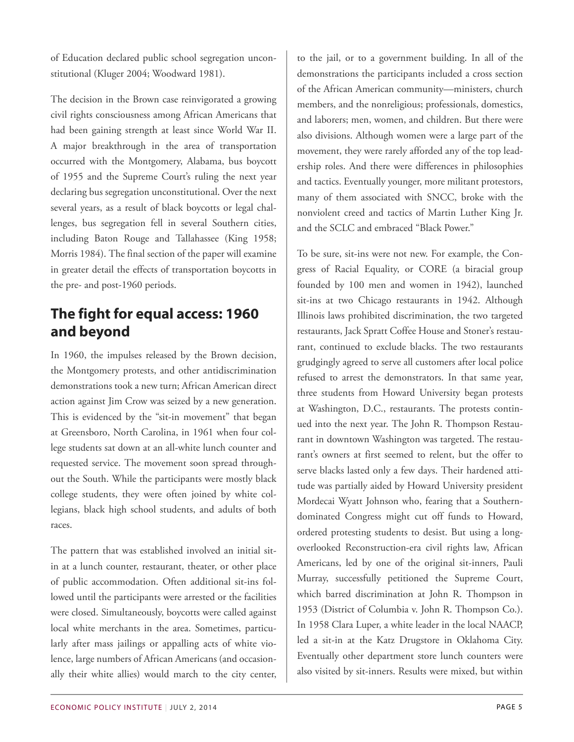of Education declared public school segregation unconstitutional (Kluger 2004; Woodward 1981).

The decision in the Brown case reinvigorated a growing civil rights consciousness among African Americans that had been gaining strength at least since World War II. A major breakthrough in the area of transportation occurred with the Montgomery, Alabama, bus boycott of 1955 and the Supreme Court's ruling the next year declaring bus segregation unconstitutional. Over the next several years, as a result of black boycotts or legal challenges, bus segregation fell in several Southern cities, including Baton Rouge and Tallahassee (King 1958; Morris 1984). The final section of the paper will examine in greater detail the effects of transportation boycotts in the pre- and post-1960 periods.

## The fight for equal access: 1960 and beyond

In 1960, the impulses released by the Brown decision, the Montgomery protests, and other antidiscrimination demonstrations took a new turn; African American direct action against Jim Crow was seized by a new generation. This is evidenced by the "sit-in movement" that began at Greensboro, North Carolina, in 1961 when four college students sat down at an all-white lunch counter and requested service. The movement soon spread throughout the South. While the participants were mostly black college students, they were often joined by white collegians, black high school students, and adults of both races.

The pattern that was established involved an initial sit-in at a lunch counter, restaurant, theater, or other place of public accommodation. Often additional sit-ins followed until the participants were arrested or the facilities were closed. Simultaneously, boycotts were called against local white merchants in the area. Sometimes, particularly after mass jailings or appalling acts of white violence, large numbers of African Americans (and occasionally their white allies) would march to the city center, to the jail, or to a government building. In all of the demonstrations the participants included a cross section of the African American community—ministers, church members, and the nonreligious; professionals, domestics, and laborers; men, women, and children. But there were also divisions. Although women were a large part of the movement, they were rarely afforded any of the top leadership roles. And there were differences in philosophies and tactics. Eventually younger, more militant protestors, many of them associated with SNCC, broke with the nonviolent creed and tactics of Martin Luther King Jr. and the SCLC and embraced "Black Power."

To be sure, sit-ins were not new. For example, the Congress of Racial Equality, or CORE (a biracial group founded by 100 men and women in 1942), launched sit-ins at two Chicago restaurants in 1942. Although Illinois laws prohibited discrimination, the two targeted restaurants, Jack Spratt Coffee House and Stoner's restaurant, continued to exclude blacks. The two restaurants grudgingly agreed to serve all customers after local police refused to arrest the demonstrators. In that same year, three students from Howard University began protests at Washington, D.C., restaurants. The protests continued into the next year. The John R. Thompson Restaurant in downtown Washington was targeted. The restaurant's owners at first seemed to relent, but the offer to serve blacks lasted only a few days. Their hardened attitude was partially aided by Howard University president Mordecai Wyatt Johnson who, fearing that a Southern-dominated Congress might cut off funds to Howard, ordered protesting students to desist. But using a long-overlooked Reconstruction-era civil rights law, African Americans, led by one of the original sit-inners, Pauli Murray, successfully petitioned the Supreme Court, which barred discrimination at John R. Thompson in 1953 (District of Columbia v. John R. Thompson Co.). In 1958 Clara Luper, a white leader in the local NAACP, led a sit-in at the Katz Drugstore in Oklahoma City. Eventually other department store lunch counters were also visited by sit-inners. Results were mixed, but within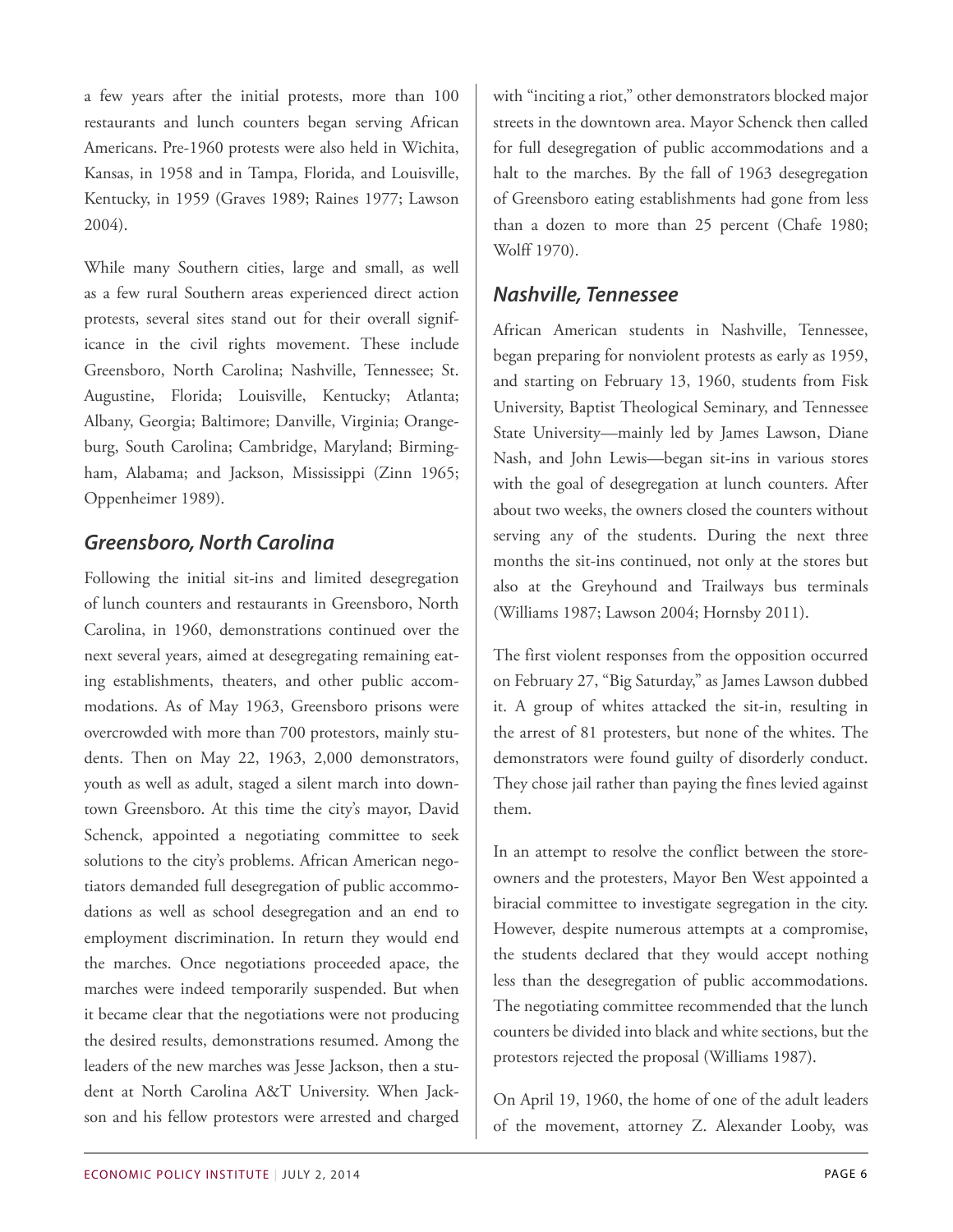a few years after the initial protests, more than 100 restaurants and lunch counters began serving African Americans. Pre-1960 protests were also held in Wichita, Kansas, in 1958 and in Tampa, Florida, and Louisville, Kentucky, in 1959 (Graves 1989; Raines 1977; Lawson 2004).

While many Southern cities, large and small, as well as a few rural Southern areas experienced direct action protests, several sites stand out for their overall significance in the civil rights movement. These include Greensboro, North Carolina; Nashville, Tennessee; St. Augustine, Florida; Louisville, Kentucky; Atlanta; Albany, Georgia; Baltimore; Danville, Virginia; Orangeburg, South Carolina; Cambridge, Maryland; Birmingham, Alabama; and Jackson, Mississippi (Zinn 1965; Oppenheimer 1989).

### *Greensboro, North Carolina*

Following the initial sit-ins and limited desegregation of lunch counters and restaurants in Greensboro, North Carolina, in 1960, demonstrations continued over the next several years, aimed at desegregating remaining eating establishments, theaters, and other public accommodations. As of May 1963, Greensboro prisons were overcrowded with more than 700 protestors, mainly students. Then on May 22, 1963, 2,000 demonstrators, youth as well as adult, staged a silent march into downtown Greensboro. At this time the city's mayor, David Schenck, appointed a negotiating committee to seek solutions to the city's problems. African American negotiators demanded full desegregation of public accommodations as well as school desegregation and an end to employment discrimination. In return they would end the marches. Once negotiations proceeded apace, the marches were indeed temporarily suspended. But when it became clear that the negotiations were not producing the desired results, demonstrations resumed. Among the leaders of the new marches was Jesse Jackson, then a student at North Carolina A&T University. When Jackson and his fellow protestors were arrested and charged with "inciting a riot," other demonstrators blocked major streets in the downtown area. Mayor Schenck then called for full desegregation of public accommodations and a halt to the marches. By the fall of 1963 desegregation of Greensboro eating establishments had gone from less than a dozen to more than 25 percent (Chafe 1980; Wolff 1970).

### *Nashville, Tennessee*

African American students in Nashville, Tennessee, began preparing for nonviolent protests as early as 1959, and starting on February 13, 1960, students from Fisk University, Baptist Theological Seminary, and Tennessee State University—mainly led by James Lawson, Diane Nash, and John Lewis—began sit-ins in various stores with the goal of desegregation at lunch counters. After about two weeks, the owners closed the counters without serving any of the students. During the next three months the sit-ins continued, not only at the stores but also at the Greyhound and Trailways bus terminals (Williams 1987; Lawson 2004; Hornsby 2011).

The first violent responses from the opposition occurred on February 27, "Big Saturday," as James Lawson dubbed it. A group of whites attacked the sit-in, resulting in the arrest of 81 protesters, but none of the whites. The demonstrators were found guilty of disorderly conduct. They chose jail rather than paying the fines levied against them.

In an attempt to resolve the conflict between the storeowners and the protesters, Mayor Ben West appointed a biracial committee to investigate segregation in the city. However, despite numerous attempts at a compromise, the students declared that they would accept nothing less than the desegregation of public accommodations. The negotiating committee recommended that the lunch counters be divided into black and white sections, but the protestors rejected the proposal (Williams 1987).

On April 19, 1960, the home of one of the adult leaders of the movement, attorney Z. Alexander Looby, was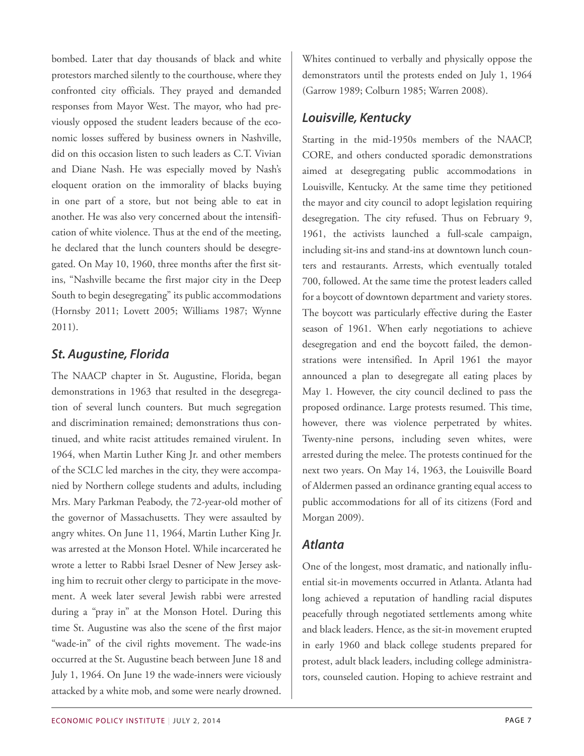bombed. Later that day thousands of black and white protestors marched silently to the courthouse, where they confronted city officials. They prayed and demanded responses from Mayor West. The mayor, who had previously opposed the student leaders because of the economic losses suffered by business owners in Nashville, did on this occasion listen to such leaders as C.T. Vivian and Diane Nash. He was especially moved by Nash's eloquent oration on the immorality of blacks buying in one part of a store, but not being able to eat in another. He was also very concerned about the intensification of white violence. Thus at the end of the meeting, he declared that the lunch counters should be desegregated. On May 10, 1960, three months after the first sit-ins, "Nashville became the first major city in the Deep South to begin desegregating" its public accommodations (Hornsby 2011; Lovett 2005; Williams 1987; Wynne 2011).

### St. Augustine, Florida

The NAACP chapter in St. Augustine, Florida, began demonstrations in 1963 that resulted in the desegregation of several lunch counters. But much segregation and discrimination remained; demonstrations thus continued, and white racist attitudes remained virulent. In 1964, when Martin Luther King Jr. and other members of the SCLC led marches in the city, they were accompanied by Northern college students and adults, including Mrs. Mary Parkman Peabody, the 72-year-old mother of the governor of Massachusetts. They were assaulted by angry whites. On June 11, 1964, Martin Luther King Jr. was arrested at the Monson Hotel. While incarcerated he wrote a letter to Rabbi Israel Desner of New Jersey asking him to recruit other clergy to participate in the movement. A week later several Jewish rabbi were arrested during a "pray in" at the Monson Hotel. During this time St. Augustine was also the scene of the first major "wade-in" of the civil rights movement. The wade-ins occurred at the St. Augustine beach between June 18 and July 1, 1964. On June 19 the wade-inners were viciously attacked by a white mob, and some were nearly drowned. Whites continued to verbally and physically oppose the demonstrators until the protests ended on July 1, 1964 (Garrow 1989; Colburn 1985; Warren 2008).

### Louisville, Kentucky

Starting in the mid-1950s members of the NAACP, CORE, and others conducted sporadic demonstrations aimed at desegregating public accommodations in Louisville, Kentucky. At the same time they petitioned the mayor and city council to adopt legislation requiring desegregation. The city refused. Thus on February 9, 1961, the activists launched a full-scale campaign, including sit-ins and stand-ins at downtown lunch counters and restaurants. Arrests, which eventually totaled 700, followed. At the same time the protest leaders called for a boycott of downtown department and variety stores. The boycott was particularly effective during the Easter season of 1961. When early negotiations to achieve desegregation and end the boycott failed, the demonstrations were intensified. In April 1961 the mayor announced a plan to desegregate all eating places by May 1. However, the city council declined to pass the proposed ordinance. Large protests resumed. This time, however, there was violence perpetrated by whites. Twenty-nine persons, including seven whites, were arrested during the melee. The protests continued for the next two years. On May 14, 1963, the Louisville Board of Aldermen passed an ordinance granting equal access to public accommodations for all of its citizens (Ford and Morgan 2009).

### Atlanta

One of the longest, most dramatic, and nationally influential sit-in movements occurred in Atlanta. Atlanta had long achieved a reputation of handling racial disputes peacefully through negotiated settlements among white and black leaders. Hence, as the sit-in movement erupted in early 1960 and black college students prepared for protest, adult black leaders, including college administrators, counseled caution. Hoping to achieve restraint and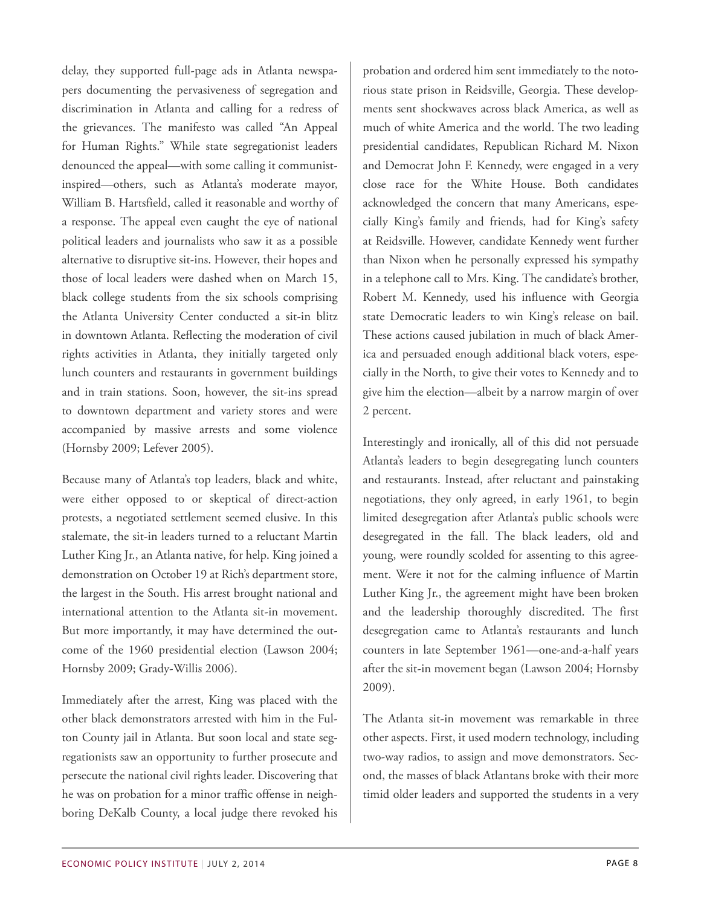delay, they supported full-page ads in Atlanta newspapers documenting the pervasiveness of segregation and discrimination in Atlanta and calling for a redress of the grievances. The manifesto was called "An Appeal for Human Rights." While state segregationist leaders denounced the appeal—with some calling it communist-inspired—others, such as Atlanta's moderate mayor, William B. Hartsfield, called it reasonable and worthy of a response. The appeal even caught the eye of national political leaders and journalists who saw it as a possible alternative to disruptive sit-ins. However, their hopes and those of local leaders were dashed when on March 15, black college students from the six schools comprising the Atlanta University Center conducted a sit-in blitz in downtown Atlanta. Reflecting the moderation of civil rights activities in Atlanta, they initially targeted only lunch counters and restaurants in government buildings and in train stations. Soon, however, the sit-ins spread to downtown department and variety stores and were accompanied by massive arrests and some violence (Hornsby 2009; Lefever 2005).

Because many of Atlanta's top leaders, black and white, were either opposed to or skeptical of direct-action protests, a negotiated settlement seemed elusive. In this stalemate, the sit-in leaders turned to a reluctant Martin Luther King Jr., an Atlanta native, for help. King joined a demonstration on October 19 at Rich's department store, the largest in the South. His arrest brought national and international attention to the Atlanta sit-in movement. But more importantly, it may have determined the outcome of the 1960 presidential election (Lawson 2004; Hornsby 2009; Grady-Willis 2006).

Immediately after the arrest, King was placed with the other black demonstrators arrested with him in the Fulton County jail in Atlanta. But soon local and state segregationists saw an opportunity to further prosecute and persecute the national civil rights leader. Discovering that he was on probation for a minor traffic offense in neighboring DeKalb County, a local judge there revoked his probation and ordered him sent immediately to the notorious state prison in Reidsville, Georgia. These developments sent shockwaves across black America, as well as much of white America and the world. The two leading presidential candidates, Republican Richard M. Nixon and Democrat John F. Kennedy, were engaged in a very close race for the White House. Both candidates acknowledged the concern that many Americans, especially King's family and friends, had for King's safety at Reidsville. However, candidate Kennedy went further than Nixon when he personally expressed his sympathy in a telephone call to Mrs. King. The candidate's brother, Robert M. Kennedy, used his influence with Georgia state Democratic leaders to win King's release on bail. These actions caused jubilation in much of black America and persuaded enough additional black voters, especially in the North, to give their votes to Kennedy and to give him the election—albeit by a narrow margin of over 2 percent.

Interestingly and ironically, all of this did not persuade Atlanta's leaders to begin desegregating lunch counters and restaurants. Instead, after reluctant and painstaking negotiations, they only agreed, in early 1961, to begin limited desegregation after Atlanta's public schools were desegregated in the fall. The black leaders, old and young, were roundly scolded for assenting to this agreement. Were it not for the calming influence of Martin Luther King Jr., the agreement might have been broken and the leadership thoroughly discredited. The first desegregation came to Atlanta's restaurants and lunch counters in late September 1961—one-and-a-half years after the sit-in movement began (Lawson 2004; Hornsby 2009).

The Atlanta sit-in movement was remarkable in three other aspects. First, it used modern technology, including two-way radios, to assign and move demonstrators. Second, the masses of black Atlantans broke with their more timid older leaders and supported the students in a very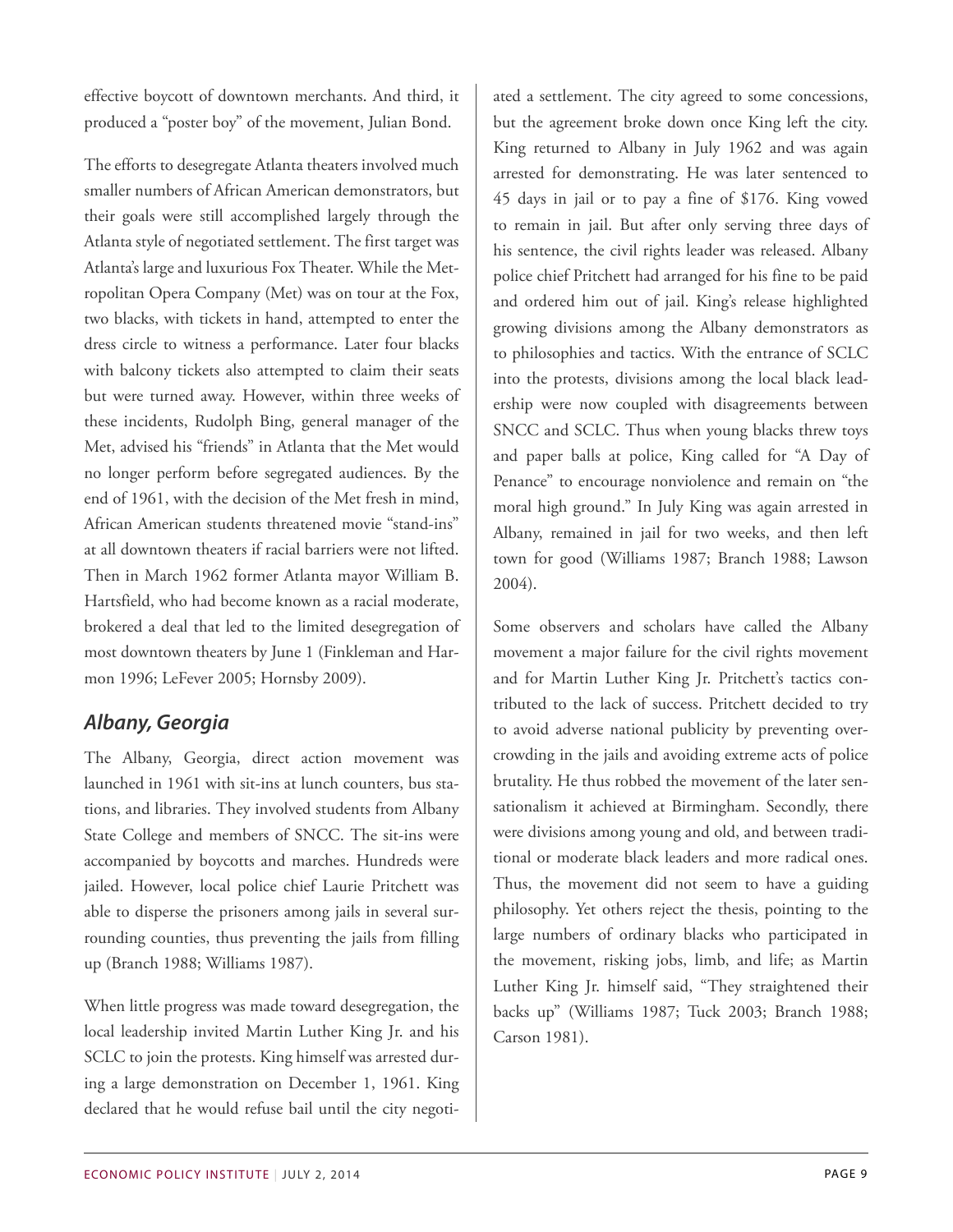effective boycott of downtown merchants. And third, it produced a "poster boy" of the movement, Julian Bond.

The efforts to desegregate Atlanta theaters involved much smaller numbers of African American demonstrators, but their goals were still accomplished largely through the Atlanta style of negotiated settlement. The first target was Atlanta's large and luxurious Fox Theater. While the Metropolitan Opera Company (Met) was on tour at the Fox, two blacks, with tickets in hand, attempted to enter the dress circle to witness a performance. Later four blacks with balcony tickets also attempted to claim their seats but were turned away. However, within three weeks of these incidents, Rudolph Bing, general manager of the Met, advised his "friends" in Atlanta that the Met would no longer perform before segregated audiences. By the end of 1961, with the decision of the Met fresh in mind, African American students threatened movie "stand-ins" at all downtown theaters if racial barriers were not lifted. Then in March 1962 former Atlanta mayor William B. Hartsfield, who had become known as a racial moderate, brokered a deal that led to the limited desegregation of most downtown theaters by June 1 (Finkleman and Harmon 1996; LeFever 2005; Hornsby 2009).

## *Albany, Georgia*

The Albany, Georgia, direct action movement was launched in 1961 with sit-ins at lunch counters, bus stations, and libraries. They involved students from Albany State College and members of SNCC. The sit-ins were accompanied by boycotts and marches. Hundreds were jailed. However, local police chief Laurie Pritchett was able to disperse the prisoners among jails in several surrounding counties, thus preventing the jails from filling up (Branch 1988; Williams 1987).

When little progress was made toward desegregation, the local leadership invited Martin Luther King Jr. and his SCLC to join the protests. King himself was arrested during a large demonstration on December 1, 1961. King declared that he would refuse bail until the city negotiated a settlement. The city agreed to some concessions, but the agreement broke down once King left the city. King returned to Albany in July 1962 and was again arrested for demonstrating. He was later sentenced to 45 days in jail or to pay a fine of $176. King vowed to remain in jail. But after only serving three days of his sentence, the civil rights leader was released. Albany police chief Pritchett had arranged for his fine to be paid and ordered him out of jail. King's release highlighted growing divisions among the Albany demonstrators as to philosophies and tactics. With the entrance of SCLC into the protests, divisions among the local black leadership were now coupled with disagreements between SNCC and SCLC. Thus when young blacks threw toys and paper balls at police, King called for "A Day of Penance" to encourage nonviolence and remain on "the moral high ground." In July King was again arrested in Albany, remained in jail for two weeks, and then left town for good (Williams 1987; Branch 1988; Lawson 2004).

Some observers and scholars have called the Albany movement a major failure for the civil rights movement and for Martin Luther King Jr. Pritchett's tactics contributed to the lack of success. Pritchett decided to try to avoid adverse national publicity by preventing overcrowding in the jails and avoiding extreme acts of police brutality. He thus robbed the movement of the later sensationalism it achieved at Birmingham. Secondly, there were divisions among young and old, and between traditional or moderate black leaders and more radical ones. Thus, the movement did not seem to have a guiding philosophy. Yet others reject the thesis, pointing to the large numbers of ordinary blacks who participated in the movement, risking jobs, limb, and life; as Martin Luther King Jr. himself said, "They straightened their backs up" (Williams 1987; Tuck 2003; Branch 1988; Carson 1981).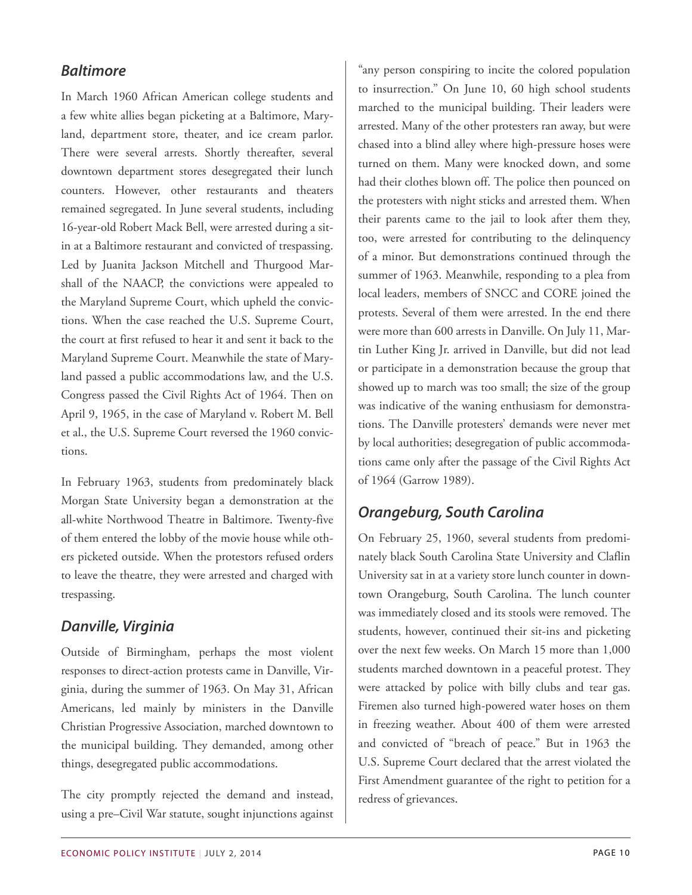## *Baltimore*

In March 1960 African American college students and a few white allies began picketing at a Baltimore, Maryland, department store, theater, and ice cream parlor. There were several arrests. Shortly thereafter, several downtown department stores desegregated their lunch counters. However, other restaurants and theaters remained segregated. In June several students, including 16-year-old Robert Mack Bell, were arrested during a sit-in at a Baltimore restaurant and convicted of trespassing. Led by Juanita Jackson Mitchell and Thurgood Marshall of the NAACP, the convictions were appealed to the Maryland Supreme Court, which upheld the convictions. When the case reached the U.S. Supreme Court, the court at first refused to hear it and sent it back to the Maryland Supreme Court. Meanwhile the state of Maryland passed a public accommodations law, and the U.S. Congress passed the Civil Rights Act of 1964. Then on April 9, 1965, in the case of Maryland v. Robert M. Bell et al., the U.S. Supreme Court reversed the 1960 convictions.

In February 1963, students from predominately black Morgan State University began a demonstration at the all-white Northwood Theatre in Baltimore. Twenty-five of them entered the lobby of the movie house while others picketed outside. When the protestors refused orders to leave the theatre, they were arrested and charged with trespassing.

## *Danville, Virginia*

Outside of Birmingham, perhaps the most violent responses to direct-action protests came in Danville, Virginia, during the summer of 1963. On May 31, African Americans, led mainly by ministers in the Danville Christian Progressive Association, marched downtown to the municipal building. They demanded, among other things, desegregated public accommodations.

The city promptly rejected the demand and instead, using a pre–Civil War statute, sought injunctions against "any person conspiring to incite the colored population to insurrection." On June 10, 60 high school students marched to the municipal building. Their leaders were arrested. Many of the other protesters ran away, but were chased into a blind alley where high-pressure hoses were turned on them. Many were knocked down, and some had their clothes blown off. The police then pounced on the protesters with night sticks and arrested them. When their parents came to the jail to look after them they, too, were arrested for contributing to the delinquency of a minor. But demonstrations continued through the summer of 1963. Meanwhile, responding to a plea from local leaders, members of SNCC and CORE joined the protests. Several of them were arrested. In the end there were more than 600 arrests in Danville. On July 11, Martin Luther King Jr. arrived in Danville, but did not lead or participate in a demonstration because the group that showed up to march was too small; the size of the group was indicative of the waning enthusiasm for demonstrations. The Danville protesters' demands were never met by local authorities; desegregation of public accommodations came only after the passage of the Civil Rights Act of 1964 (Garrow 1989).

## *Orangeburg, South Carolina*

On February 25, 1960, several students from predominately black South Carolina State University and Claflin University sat in at a variety store lunch counter in downtown Orangeburg, South Carolina. The lunch counter was immediately closed and its stools were removed. The students, however, continued their sit-ins and picketing over the next few weeks. On March 15 more than 1,000 students marched downtown in a peaceful protest. They were attacked by police with billy clubs and tear gas. Firemen also turned high-powered water hoses on them in freezing weather. About 400 of them were arrested and convicted of "breach of peace." But in 1963 the U.S. Supreme Court declared that the arrest violated the First Amendment guarantee of the right to petition for a redress of grievances.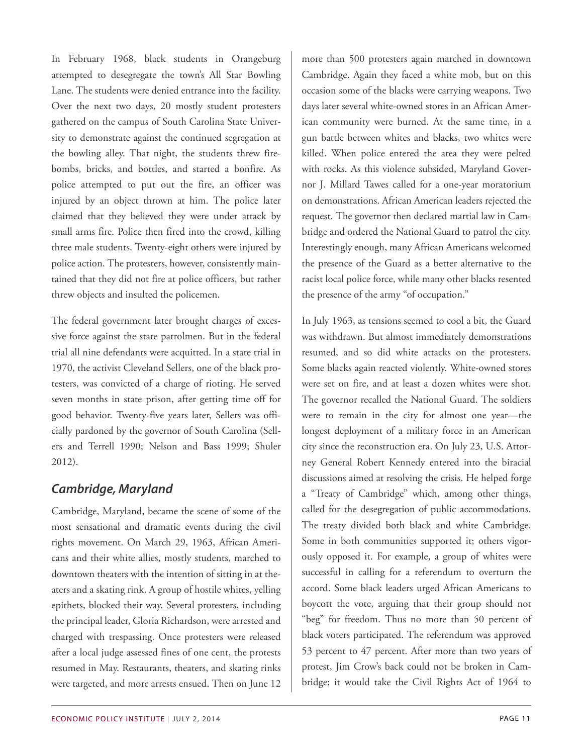In February 1968, black students in Orangeburg attempted to desegregate the town's All Star Bowling Lane. The students were denied entrance into the facility. Over the next two days, 20 mostly student protesters gathered on the campus of South Carolina State University to demonstrate against the continued segregation at the bowling alley. That night, the students threw firebombs, bricks, and bottles, and started a bonfire. As police attempted to put out the fire, an officer was injured by an object thrown at him. The police later claimed that they believed they were under attack by small arms fire. Police then fired into the crowd, killing three male students. Twenty-eight others were injured by police action. The protesters, however, consistently maintained that they did not fire at police officers, but rather threw objects and insulted the policemen.

The federal government later brought charges of excessive force against the state patrolmen. But in the federal trial all nine defendants were acquitted. In a state trial in 1970, the activist Cleveland Sellers, one of the black protesters, was convicted of a charge of rioting. He served seven months in state prison, after getting time off for good behavior. Twenty-five years later, Sellers was officially pardoned by the governor of South Carolina (Sellers and Terrell 1990; Nelson and Bass 1999; Shuler 2012).

### *Cambridge, Maryland*

Cambridge, Maryland, became the scene of some of the most sensational and dramatic events during the civil rights movement. On March 29, 1963, African Americans and their white allies, mostly students, marched to downtown theaters with the intention of sitting in at theaters and a skating rink. A group of hostile whites, yelling epithets, blocked their way. Several protesters, including the principal leader, Gloria Richardson, were arrested and charged with trespassing. Once protesters were released after a local judge assessed fines of one cent, the protests resumed in May. Restaurants, theaters, and skating rinks were targeted, and more arrests ensued. Then on June 12 more than 500 protesters again marched in downtown Cambridge. Again they faced a white mob, but on this occasion some of the blacks were carrying weapons. Two days later several white-owned stores in an African American community were burned. At the same time, in a gun battle between whites and blacks, two whites were killed. When police entered the area they were pelted with rocks. As this violence subsided, Maryland Governor J. Millard Tawes called for a one-year moratorium on demonstrations. African American leaders rejected the request. The governor then declared martial law in Cambridge and ordered the National Guard to patrol the city. Interestingly enough, many African Americans welcomed the presence of the Guard as a better alternative to the racist local police force, while many other blacks resented the presence of the army "of occupation."

In July 1963, as tensions seemed to cool a bit, the Guard was withdrawn. But almost immediately demonstrations resumed, and so did white attacks on the protesters. Some blacks again reacted violently. White-owned stores were set on fire, and at least a dozen whites were shot. The governor recalled the National Guard. The soldiers were to remain in the city for almost one year—the longest deployment of a military force in an American city since the reconstruction era. On July 23, U.S. Attorney General Robert Kennedy entered into the biracial discussions aimed at resolving the crisis. He helped forge a "Treaty of Cambridge" which, among other things, called for the desegregation of public accommodations. The treaty divided both black and white Cambridge. Some in both communities supported it; others vigorously opposed it. For example, a group of whites were successful in calling for a referendum to overturn the accord. Some black leaders urged African Americans to boycott the vote, arguing that their group should not "beg" for freedom. Thus no more than 50 percent of black voters participated. The referendum was approved 53 percent to 47 percent. After more than two years of protest, Jim Crow's back could not be broken in Cambridge; it would take the Civil Rights Act of 1964 to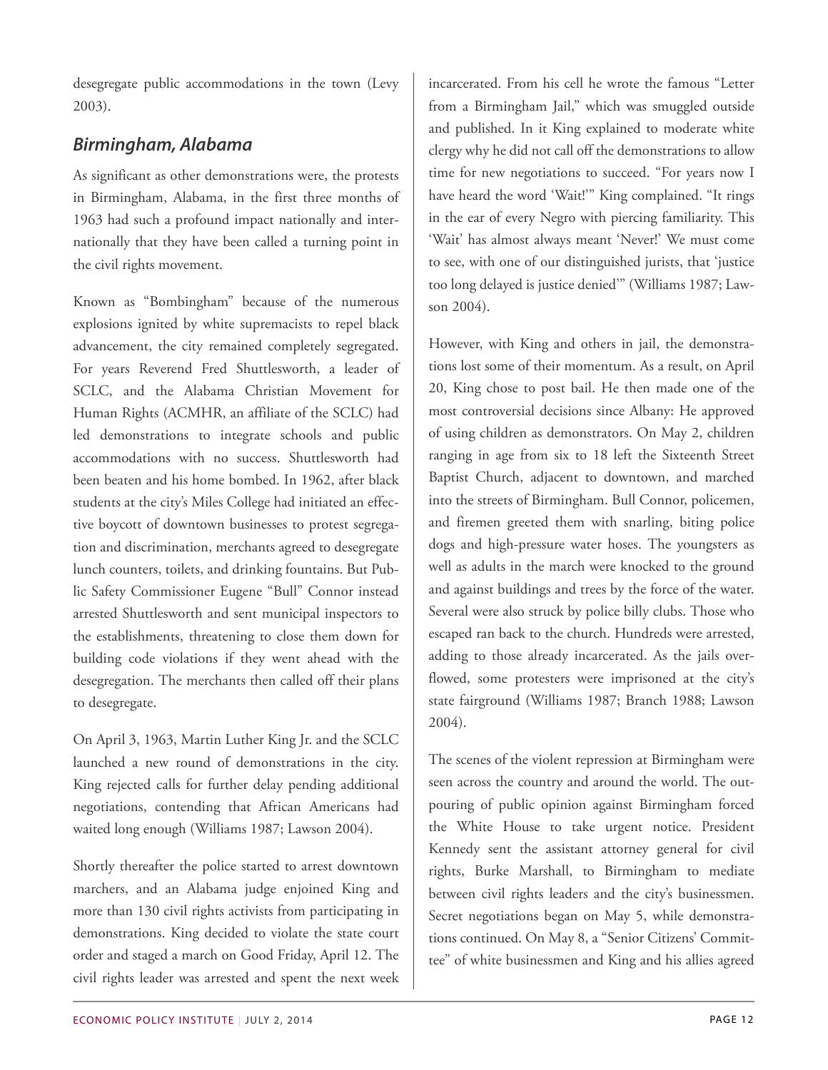desegregate public accommodations in the town (Levy 2003).

## *Birmingham, Alabama*

As significant as other demonstrations were, the protests in Birmingham, Alabama, in the first three months of 1963 had such a profound impact nationally and internationally that they have been called a turning point in the civil rights movement.

Known as "Bombingham" because of the numerous explosions ignited by white supremacists to repel black advancement, the city remained completely segregated. For years Reverend Fred Shuttlesworth, a leader of SCLC, and the Alabama Christian Movement for Human Rights (ACMHR, an affiliate of the SCLC) had led demonstrations to integrate schools and public accommodations with no success. Shuttlesworth had been beaten and his home bombed. In 1962, after black students at the city's Miles College had initiated an effective boycott of downtown businesses to protest segregation and discrimination, merchants agreed to desegregate lunch counters, toilets, and drinking fountains. But Public Safety Commissioner Eugene "Bull" Connor instead arrested Shuttlesworth and sent municipal inspectors to the establishments, threatening to close them down for building code violations if they went ahead with the desegregation. The merchants then called off their plans to desegregate.

On April 3, 1963, Martin Luther King Jr. and the SCLC launched a new round of demonstrations in the city. King rejected calls for further delay pending additional negotiations, contending that African Americans had waited long enough (Williams 1987; Lawson 2004).

Shortly thereafter the police started to arrest downtown marchers, and an Alabama judge enjoined King and more than 130 civil rights activists from participating in demonstrations. King decided to violate the state court order and staged a march on Good Friday, April 12. The civil rights leader was arrested and spent the next week incarcerated. From his cell he wrote the famous "Letter from a Birmingham Jail," which was smuggled outside and published. In it King explained to moderate white clergy why he did not call off the demonstrations to allow time for new negotiations to succeed. "For years now I have heard the word 'Wait!'" King complained. "It rings in the ear of every Negro with piercing familiarity. This 'Wait' has almost always meant 'Never!' We must come to see, with one of our distinguished jurists, that 'justice too long delayed is justice denied'" (Williams 1987; Lawson 2004).

However, with King and others in jail, the demonstrations lost some of their momentum. As a result, on April 20, King chose to post bail. He then made one of the most controversial decisions since Albany: He approved of using children as demonstrators. On May 2, children ranging in age from six to 18 left the Sixteenth Street Baptist Church, adjacent to downtown, and marched into the streets of Birmingham. Bull Connor, policemen, and firemen greeted them with snarling, biting police dogs and high-pressure water hoses. The youngsters as well as adults in the march were knocked to the ground and against buildings and trees by the force of the water. Several were also struck by police billy clubs. Those who escaped ran back to the church. Hundreds were arrested, adding to those already incarcerated. As the jails overflowed, some protesters were imprisoned at the city's state fairground (Williams 1987; Branch 1988; Lawson 2004).

The scenes of the violent repression at Birmingham were seen across the country and around the world. The outpouring of public opinion against Birmingham forced the White House to take urgent notice. President Kennedy sent the assistant attorney general for civil rights, Burke Marshall, to Birmingham to mediate between civil rights leaders and the city's businessmen. Secret negotiations began on May 5, while demonstrations continued. On May 8, a "Senior Citizens' Committee" of white businessmen and King and his allies agreed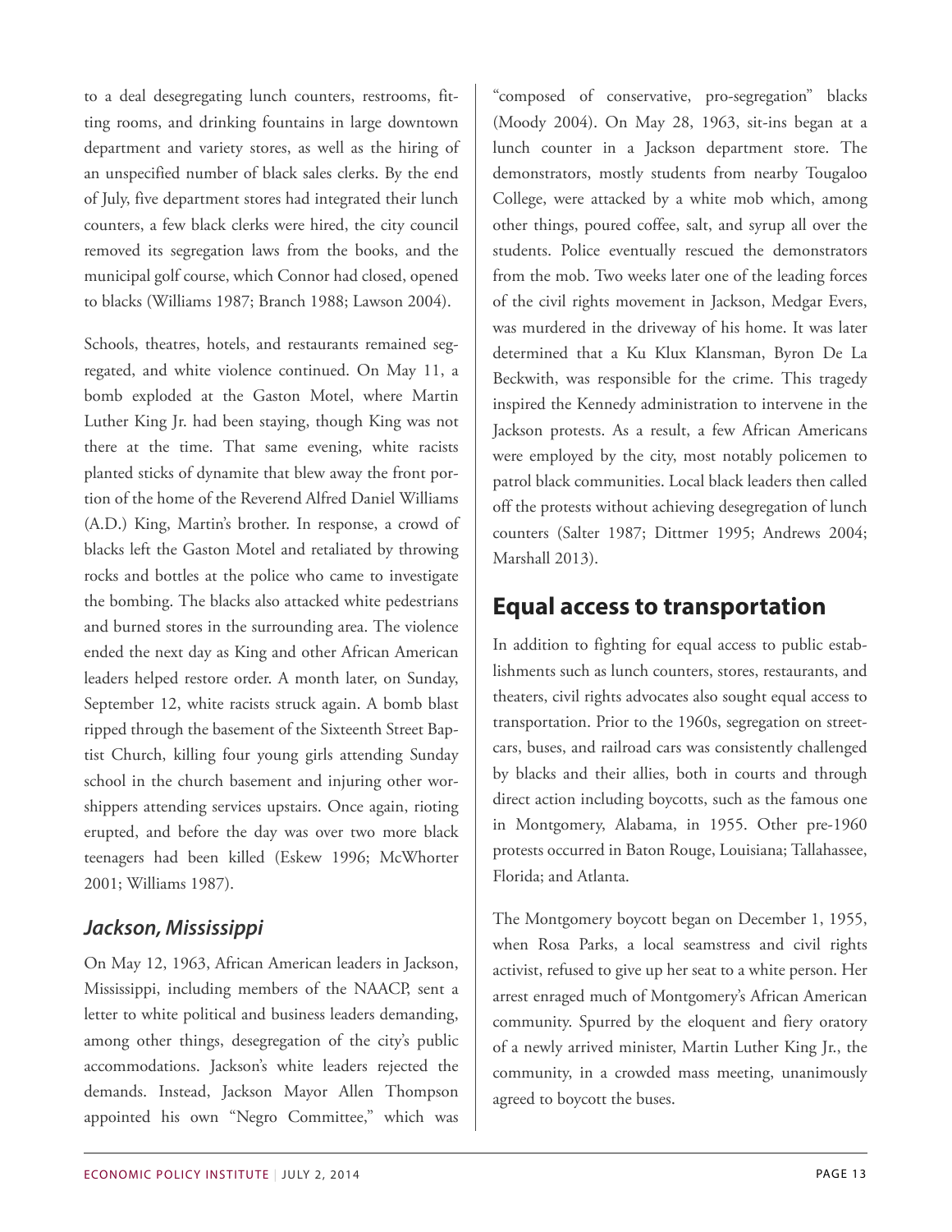to a deal desegregating lunch counters, restrooms, fitting rooms, and drinking fountains in large downtown department and variety stores, as well as the hiring of an unspecified number of black sales clerks. By the end of July, five department stores had integrated their lunch counters, a few black clerks were hired, the city council removed its segregation laws from the books, and the municipal golf course, which Connor had closed, opened to blacks (Williams 1987; Branch 1988; Lawson 2004).

Schools, theatres, hotels, and restaurants remained segregated, and white violence continued. On May 11, a bomb exploded at the Gaston Motel, where Martin Luther King Jr. had been staying, though King was not there at the time. That same evening, white racists planted sticks of dynamite that blew away the front portion of the home of the Reverend Alfred Daniel Williams (A.D.) King, Martin's brother. In response, a crowd of blacks left the Gaston Motel and retaliated by throwing rocks and bottles at the police who came to investigate the bombing. The blacks also attacked white pedestrians and burned stores in the surrounding area. The violence ended the next day as King and other African American leaders helped restore order. A month later, on Sunday, September 12, white racists struck again. A bomb blast ripped through the basement of the Sixteenth Street Baptist Church, killing four young girls attending Sunday school in the church basement and injuring other worshippers attending services upstairs. Once again, rioting erupted, and before the day was over two more black teenagers had been killed (Eskew 1996; McWhorter 2001; Williams 1987).

### *Jackson, Mississippi*

On May 12, 1963, African American leaders in Jackson, Mississippi, including members of the NAACP, sent a letter to white political and business leaders demanding, among other things, desegregation of the city's public accommodations. Jackson's white leaders rejected the demands. Instead, Jackson Mayor Allen Thompson appointed his own "Negro Committee," which was "composed of conservative, pro-segregation" blacks (Moody 2004). On May 28, 1963, sit-ins began at a lunch counter in a Jackson department store. The demonstrators, mostly students from nearby Tougaloo College, were attacked by a white mob which, among other things, poured coffee, salt, and syrup all over the students. Police eventually rescued the demonstrators from the mob. Two weeks later one of the leading forces of the civil rights movement in Jackson, Medgar Evers, was murdered in the driveway of his home. It was later determined that a Ku Klux Klansman, Byron De La Beckwith, was responsible for the crime. This tragedy inspired the Kennedy administration to intervene in the Jackson protests. As a result, a few African Americans were employed by the city, most notably policemen to patrol black communities. Local black leaders then called off the protests without achieving desegregation of lunch counters (Salter 1987; Dittmer 1995; Andrews 2004; Marshall 2013).

## Equal access to transportation

In addition to fighting for equal access to public establishments such as lunch counters, stores, restaurants, and theaters, civil rights advocates also sought equal access to transportation. Prior to the 1960s, segregation on streetcars, buses, and railroad cars was consistently challenged by blacks and their allies, both in courts and through direct action including boycotts, such as the famous one in Montgomery, Alabama, in 1955. Other pre-1960 protests occurred in Baton Rouge, Louisiana; Tallahassee, Florida; and Atlanta.

The Montgomery boycott began on December 1, 1955, when Rosa Parks, a local seamstress and civil rights activist, refused to give up her seat to a white person. Her arrest enraged much of Montgomery's African American community. Spurred by the eloquent and fiery oratory of a newly arrived minister, Martin Luther King Jr., the community, in a crowded mass meeting, unanimously agreed to boycott the buses.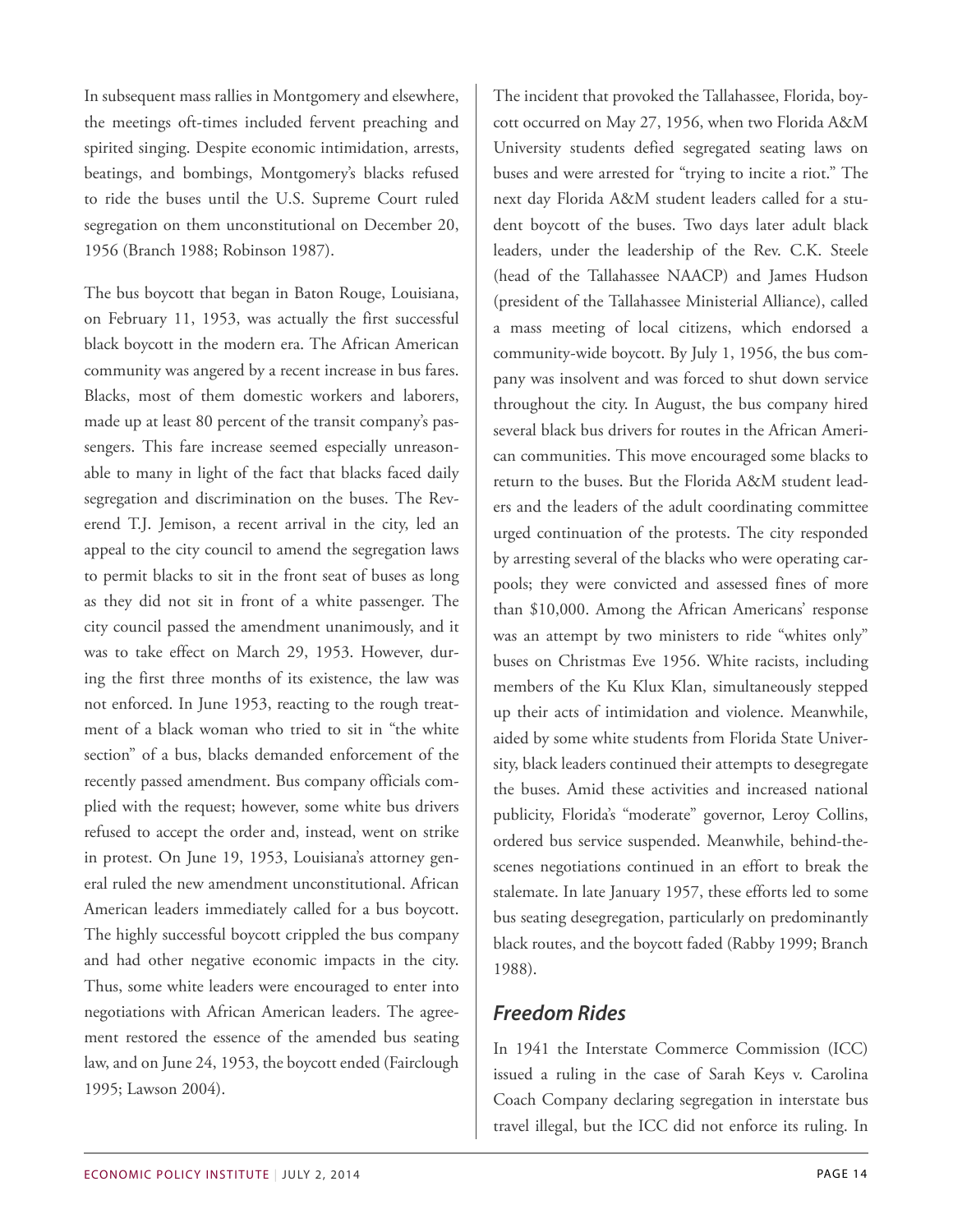In subsequent mass rallies in Montgomery and elsewhere, the meetings oft-times included fervent preaching and spirited singing. Despite economic intimidation, arrests, beatings, and bombings, Montgomery's blacks refused to ride the buses until the U.S. Supreme Court ruled segregation on them unconstitutional on December 20, 1956 (Branch 1988; Robinson 1987).

The bus boycott that began in Baton Rouge, Louisiana, on February 11, 1953, was actually the first successful black boycott in the modern era. The African American community was angered by a recent increase in bus fares. Blacks, most of them domestic workers and laborers, made up at least 80 percent of the transit company's passengers. This fare increase seemed especially unreasonable to many in light of the fact that blacks faced daily segregation and discrimination on the buses. The Reverend T.J. Jemison, a recent arrival in the city, led an appeal to the city council to amend the segregation laws to permit blacks to sit in the front seat of buses as long as they did not sit in front of a white passenger. The city council passed the amendment unanimously, and it was to take effect on March 29, 1953. However, during the first three months of its existence, the law was not enforced. In June 1953, reacting to the rough treatment of a black woman who tried to sit in "the white section" of a bus, blacks demanded enforcement of the recently passed amendment. Bus company officials complied with the request; however, some white bus drivers refused to accept the order and, instead, went on strike in protest. On June 19, 1953, Louisiana's attorney general ruled the new amendment unconstitutional. African American leaders immediately called for a bus boycott. The highly successful boycott crippled the bus company and had other negative economic impacts in the city. Thus, some white leaders were encouraged to enter into negotiations with African American leaders. The agreement restored the essence of the amended bus seating law, and on June 24, 1953, the boycott ended (Fairclough 1995; Lawson 2004).

The incident that provoked the Tallahassee, Florida, boycott occurred on May 27, 1956, when two Florida A&M University students defied segregated seating laws on buses and were arrested for "trying to incite a riot." The next day Florida A&M student leaders called for a student boycott of the buses. Two days later adult black leaders, under the leadership of the Rev. C.K. Steele (head of the Tallahassee NAACP) and James Hudson (president of the Tallahassee Ministerial Alliance), called a mass meeting of local citizens, which endorsed a community-wide boycott. By July 1, 1956, the bus company was insolvent and was forced to shut down service throughout the city. In August, the bus company hired several black bus drivers for routes in the African American communities. This move encouraged some blacks to return to the buses. But the Florida A&M student leaders and the leaders of the adult coordinating committee urged continuation of the protests. The city responded by arresting several of the blacks who were operating carpools; they were convicted and assessed fines of more than $10,000. Among the African Americans' response was an attempt by two ministers to ride "whites only" buses on Christmas Eve 1956. White racists, including members of the Ku Klux Klan, simultaneously stepped up their acts of intimidation and violence. Meanwhile, aided by some white students from Florida State University, black leaders continued their attempts to desegregate the buses. Amid these activities and increased national publicity, Florida's "moderate" governor, Leroy Collins, ordered bus service suspended. Meanwhile, behind-the-scenes negotiations continued in an effort to break the stalemate. In late January 1957, these efforts led to some bus seating desegregation, particularly on predominantly black routes, and the boycott faded (Rabby 1999; Branch 1988).

## *Freedom Rides*

In 1941 the Interstate Commerce Commission (ICC) issued a ruling in the case of Sarah Keys v. Carolina Coach Company declaring segregation in interstate bus travel illegal, but the ICC did not enforce its ruling. In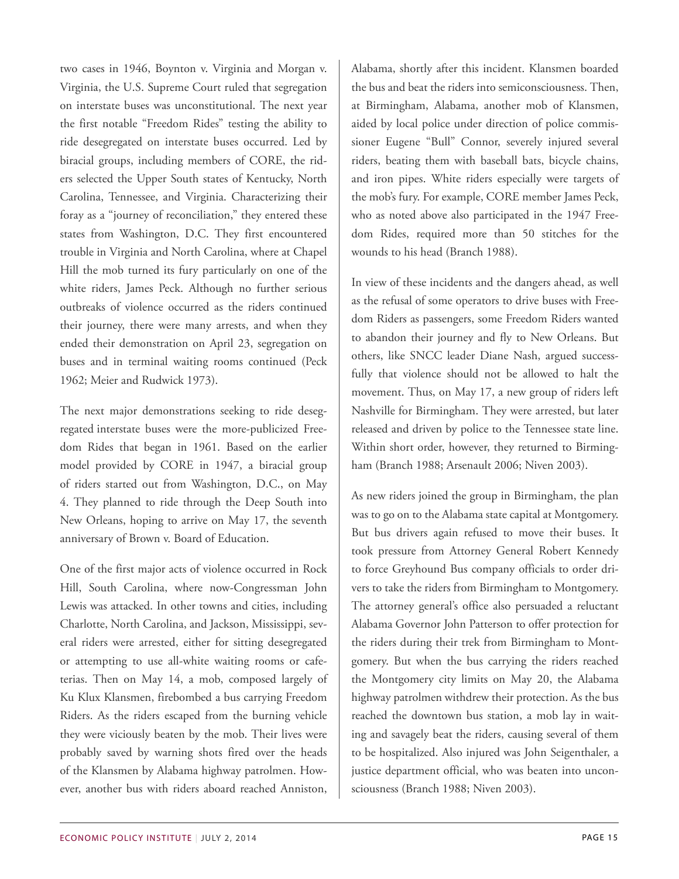two cases in 1946, Boynton v. Virginia and Morgan v. Virginia, the U.S. Supreme Court ruled that segregation on interstate buses was unconstitutional. The next year the first notable "Freedom Rides" testing the ability to ride desegregated on interstate buses occurred. Led by biracial groups, including members of CORE, the riders selected the Upper South states of Kentucky, North Carolina, Tennessee, and Virginia. Characterizing their foray as a "journey of reconciliation," they entered these states from Washington, D.C. They first encountered trouble in Virginia and North Carolina, where at Chapel Hill the mob turned its fury particularly on one of the white riders, James Peck. Although no further serious outbreaks of violence occurred as the riders continued their journey, there were many arrests, and when they ended their demonstration on April 23, segregation on buses and in terminal waiting rooms continued (Peck 1962; Meier and Rudwick 1973).

The next major demonstrations seeking to ride desegregated interstate buses were the more-publicized Freedom Rides that began in 1961. Based on the earlier model provided by CORE in 1947, a biracial group of riders started out from Washington, D.C., on May 4. They planned to ride through the Deep South into New Orleans, hoping to arrive on May 17, the seventh anniversary of Brown v. Board of Education.

One of the first major acts of violence occurred in Rock Hill, South Carolina, where now-Congressman John Lewis was attacked. In other towns and cities, including Charlotte, North Carolina, and Jackson, Mississippi, several riders were arrested, either for sitting desegregated or attempting to use all-white waiting rooms or cafeterias. Then on May 14, a mob, composed largely of Ku Klux Klansmen, firebombed a bus carrying Freedom Riders. As the riders escaped from the burning vehicle they were viciously beaten by the mob. Their lives were probably saved by warning shots fired over the heads of the Klansmen by Alabama highway patrolmen. However, another bus with riders aboard reached Anniston, Alabama, shortly after this incident. Klansmen boarded the bus and beat the riders into semiconsciousness. Then, at Birmingham, Alabama, another mob of Klansmen, aided by local police under direction of police commissioner Eugene "Bull" Connor, severely injured several riders, beating them with baseball bats, bicycle chains, and iron pipes. White riders especially were targets of the mob's fury. For example, CORE member James Peck, who as noted above also participated in the 1947 Freedom Rides, required more than 50 stitches for the wounds to his head (Branch 1988).

In view of these incidents and the dangers ahead, as well as the refusal of some operators to drive buses with Freedom Riders as passengers, some Freedom Riders wanted to abandon their journey and fly to New Orleans. But others, like SNCC leader Diane Nash, argued successfully that violence should not be allowed to halt the movement. Thus, on May 17, a new group of riders left Nashville for Birmingham. They were arrested, but later released and driven by police to the Tennessee state line. Within short order, however, they returned to Birmingham (Branch 1988; Arsenault 2006; Niven 2003).

As new riders joined the group in Birmingham, the plan was to go on to the Alabama state capital at Montgomery. But bus drivers again refused to move their buses. It took pressure from Attorney General Robert Kennedy to force Greyhound Bus company officials to order drivers to take the riders from Birmingham to Montgomery. The attorney general's office also persuaded a reluctant Alabama Governor John Patterson to offer protection for the riders during their trek from Birmingham to Montgomery. But when the bus carrying the riders reached the Montgomery city limits on May 20, the Alabama highway patrolmen withdrew their protection. As the bus reached the downtown bus station, a mob lay in waiting and savagely beat the riders, causing several of them to be hospitalized. Also injured was John Seigenthaler, a justice department official, who was beaten into unconsciousness (Branch 1988; Niven 2003).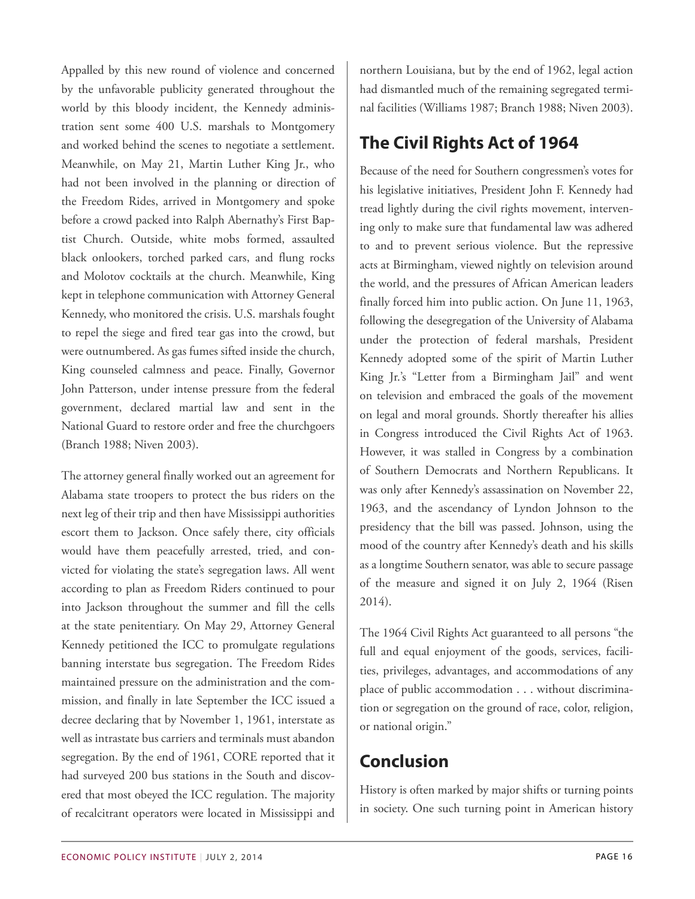Appalled by this new round of violence and concerned by the unfavorable publicity generated throughout the world by this bloody incident, the Kennedy administration sent some 400 U.S. marshals to Montgomery and worked behind the scenes to negotiate a settlement. Meanwhile, on May 21, Martin Luther King Jr., who had not been involved in the planning or direction of the Freedom Rides, arrived in Montgomery and spoke before a crowd packed into Ralph Abernathy's First Baptist Church. Outside, white mobs formed, assaulted black onlookers, torched parked cars, and flung rocks and Molotov cocktails at the church. Meanwhile, King kept in telephone communication with Attorney General Kennedy, who monitored the crisis. U.S. marshals fought to repel the siege and fired tear gas into the crowd, but were outnumbered. As gas fumes sifted inside the church, King counseled calmness and peace. Finally, Governor John Patterson, under intense pressure from the federal government, declared martial law and sent in the National Guard to restore order and free the churchgoers (Branch 1988; Niven 2003).

The attorney general finally worked out an agreement for Alabama state troopers to protect the bus riders on the next leg of their trip and then have Mississippi authorities escort them to Jackson. Once safely there, city officials would have them peacefully arrested, tried, and convicted for violating the state's segregation laws. All went according to plan as Freedom Riders continued to pour into Jackson throughout the summer and fill the cells at the state penitentiary. On May 29, Attorney General Kennedy petitioned the ICC to promulgate regulations banning interstate bus segregation. The Freedom Rides maintained pressure on the administration and the commission, and finally in late September the ICC issued a decree declaring that by November 1, 1961, interstate as well as intrastate bus carriers and terminals must abandon segregation. By the end of 1961, CORE reported that it had surveyed 200 bus stations in the South and discovered that most obeyed the ICC regulation. The majority of recalcitrant operators were located in Mississippi and northern Louisiana, but by the end of 1962, legal action had dismantled much of the remaining segregated terminal facilities (Williams 1987; Branch 1988; Niven 2003).

## The Civil Rights Act of 1964

Because of the need for Southern congressmen's votes for his legislative initiatives, President John F. Kennedy had tread lightly during the civil rights movement, intervening only to make sure that fundamental law was adhered to and to prevent serious violence. But the repressive acts at Birmingham, viewed nightly on television around the world, and the pressures of African American leaders finally forced him into public action. On June 11, 1963, following the desegregation of the University of Alabama under the protection of federal marshals, President Kennedy adopted some of the spirit of Martin Luther King Jr.'s "Letter from a Birmingham Jail" and went on television and embraced the goals of the movement on legal and moral grounds. Shortly thereafter his allies in Congress introduced the Civil Rights Act of 1963. However, it was stalled in Congress by a combination of Southern Democrats and Northern Republicans. It was only after Kennedy's assassination on November 22, 1963, and the ascendancy of Lyndon Johnson to the presidency that the bill was passed. Johnson, using the mood of the country after Kennedy's death and his skills as a longtime Southern senator, was able to secure passage of the measure and signed it on July 2, 1964 (Risen 2014).

The 1964 Civil Rights Act guaranteed to all persons "the full and equal enjoyment of the goods, services, facilities, privileges, advantages, and accommodations of any place of public accommodation . . . without discrimination or segregation on the ground of race, color, religion, or national origin."

## Conclusion

History is often marked by major shifts or turning points in society. One such turning point in American history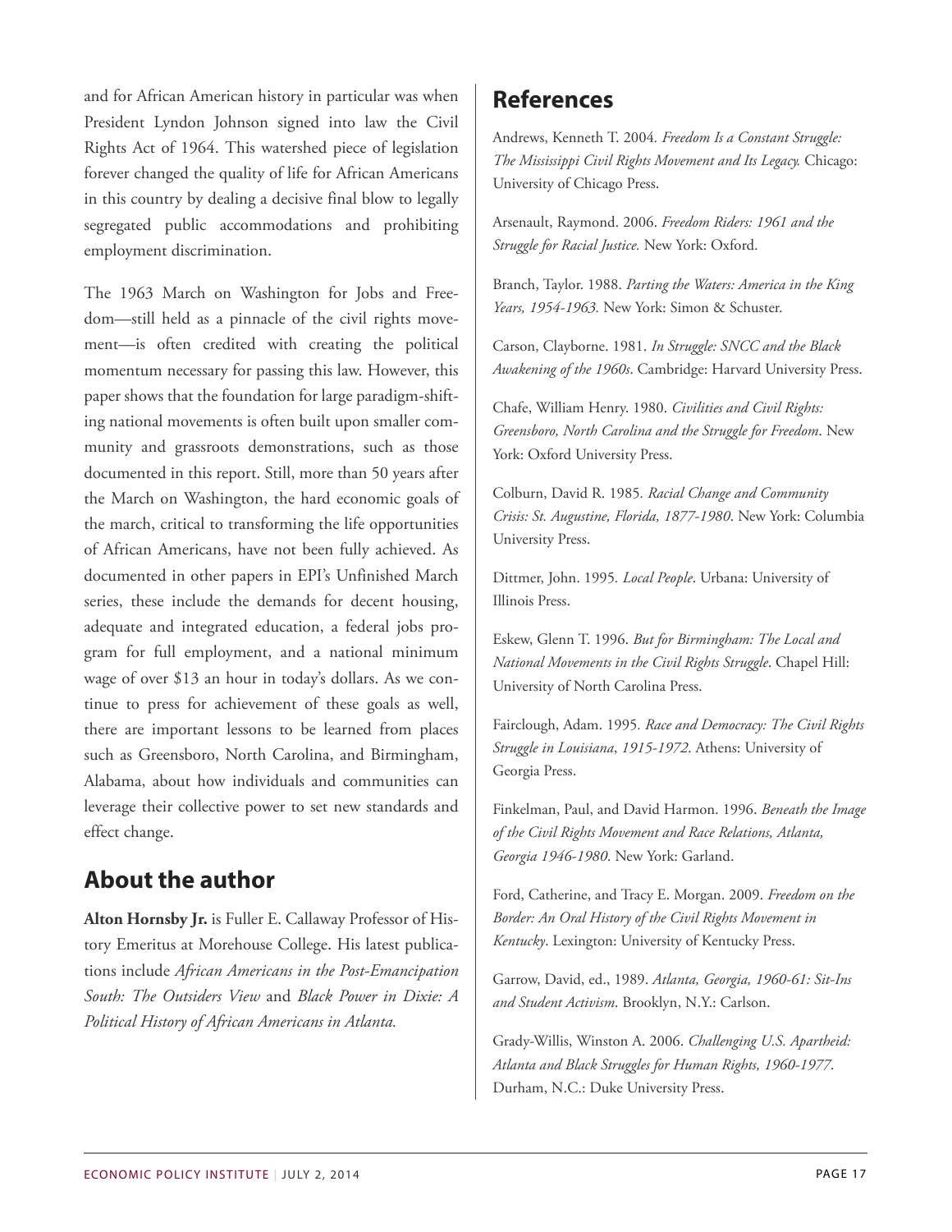and for African American history in particular was when President Lyndon Johnson signed into law the Civil Rights Act of 1964. This watershed piece of legislation forever changed the quality of life for African Americans in this country by dealing a decisive final blow to legally segregated public accommodations and prohibiting employment discrimination.

The 1963 March on Washington for Jobs and Freedom—still held as a pinnacle of the civil rights movement—is often credited with creating the political momentum necessary for passing this law. However, this paper shows that the foundation for large paradigm-shifting national movements is often built upon smaller community and grassroots demonstrations, such as those documented in this report. Still, more than 50 years after the March on Washington, the hard economic goals of the march, critical to transforming the life opportunities of African Americans, have not been fully achieved. As documented in other papers in EPI's Unfinished March series, these include the demands for decent housing, adequate and integrated education, a federal jobs program for full employment, and a national minimum wage of over $13 an hour in today's dollars. As we continue to press for achievement of these goals as well, there are important lessons to be learned from places such as Greensboro, North Carolina, and Birmingham, Alabama, about how individuals and communities can leverage their collective power to set new standards and effect change.

## About the author

**Alton Hornsby Jr.** is Fuller E. Callaway Professor of History Emeritus at Morehouse College. His latest publications include *African Americans in the Post-Emancipation South: The Outsiders View* and *Black Power in Dixie: A Political History of African Americans in Atlanta.*

## References

Andrews, Kenneth T. 2004. *Freedom Is a Constant Struggle: The Mississippi Civil Rights Movement and Its Legacy.* Chicago: University of Chicago Press.

Arsenault, Raymond. 2006. *Freedom Riders: 1961 and the Struggle for Racial Justice.* New York: Oxford.

Branch, Taylor. 1988. *Parting the Waters: America in the King Years, 1954-1963.* New York: Simon & Schuster.

Carson, Clayborne. 1981. *In Struggle: SNCC and the Black Awakening of the 1960s*. Cambridge: Harvard University Press.

Chafe, William Henry. 1980. *Civilities and Civil Rights: Greensboro, North Carolina and the Struggle for Freedom*. New York: Oxford University Press.

Colburn, David R. 1985. *Racial Change and Community Crisis: St. Augustine, Florida, 1877-1980*. New York: Columbia University Press.

Dittmer, John. 1995. *Local People*. Urbana: University of Illinois Press.

Eskew, Glenn T. 1996. *But for Birmingham: The Local and National Movements in the Civil Rights Struggle*. Chapel Hill: University of North Carolina Press.

Fairclough, Adam. 1995. *Race and Democracy: The Civil Rights Struggle in Louisiana*, *1915-1972*. Athens: University of Georgia Press.

Finkelman, Paul, and David Harmon. 1996. *Beneath the Image of the Civil Rights Movement and Race Relations, Atlanta, Georgia 1946-1980*. New York: Garland.

Ford, Catherine, and Tracy E. Morgan. 2009. *Freedom on the Border: An Oral History of the Civil Rights Movement in Kentucky*. Lexington: University of Kentucky Press.

Garrow, David, ed., 1989. *Atlanta, Georgia, 1960-61: Sit-Ins and Student Activism*. Brooklyn, N.Y.: Carlson.

Grady-Willis, Winston A. 2006. *Challenging U.S. Apartheid: Atlanta and Black Struggles for Human Rights, 1960-1977*. Durham, N.C.: Duke University Press.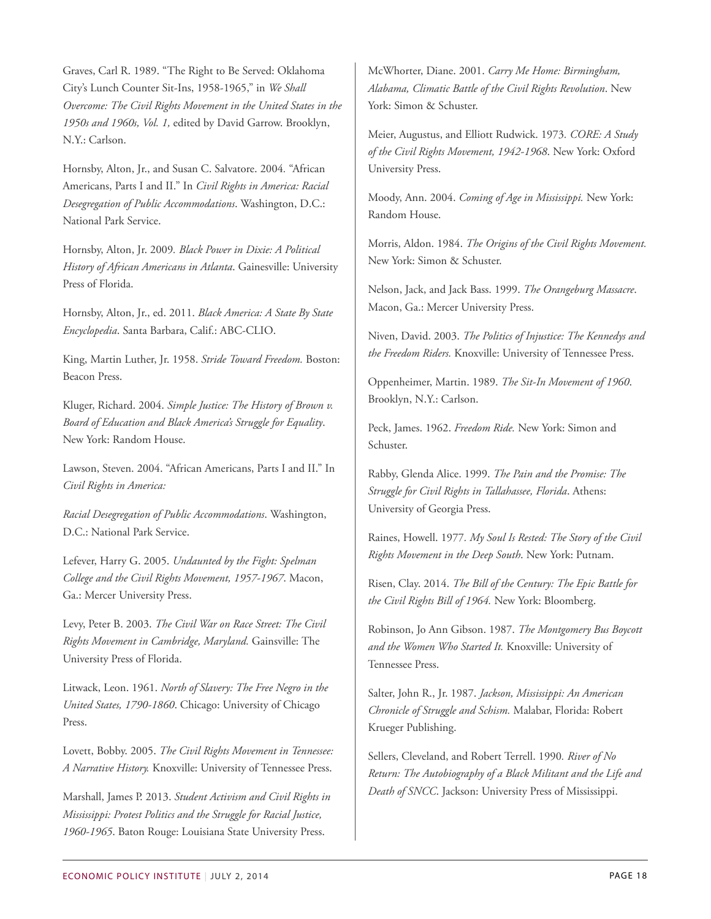Graves, Carl R. 1989. "The Right to Be Served: Oklahoma City's Lunch Counter Sit-Ins, 1958-1965," in *We Shall Overcome: The Civil Rights Movement in the United States in the 1950s and 1960s, Vol. 1,* edited by David Garrow. Brooklyn, N.Y.: Carlson.

Hornsby, Alton, Jr., and Susan C. Salvatore. 2004. "African Americans, Parts I and II." In *Civil Rights in America: Racial Desegregation of Public Accommodations*. Washington, D.C.: National Park Service.

Hornsby, Alton, Jr. 2009. *Black Power in Dixie: A Political History of African Americans in Atlanta*. Gainesville: University Press of Florida.

Hornsby, Alton, Jr., ed. 2011. *Black America: A State By State Encyclopedia*. Santa Barbara, Calif.: ABC-CLIO.

King, Martin Luther, Jr. 1958. *Stride Toward Freedom.* Boston: Beacon Press.

Kluger, Richard. 2004. *Simple Justice: The History of Brown v. Board of Education and Black America's Struggle for Equality*. New York: Random House.

Lawson, Steven. 2004. "African Americans, Parts I and II." In *Civil Rights in America:*

*Racial Desegregation of Public Accommodations*. Washington, D.C.: National Park Service.

Lefever, Harry G. 2005. *Undaunted by the Fight: Spelman College and the Civil Rights Movement, 1957-1967*. Macon, Ga.: Mercer University Press.

Levy, Peter B. 2003. *The Civil War on Race Street: The Civil Rights Movement in Cambridge, Maryland.* Gainsville: The University Press of Florida.

Litwack, Leon. 1961. *North of Slavery: The Free Negro in the United States, 1790-1860*. Chicago: University of Chicago Press.

Lovett, Bobby. 2005. *The Civil Rights Movement in Tennessee: A Narrative History.* Knoxville: University of Tennessee Press.

Marshall, James P. 2013. *Student Activism and Civil Rights in Mississippi: Protest Politics and the Struggle for Racial Justice, 1960-1965*. Baton Rouge: Louisiana State University Press.

McWhorter, Diane. 2001. *Carry Me Home: Birmingham, Alabama, Climatic Battle of the Civil Rights Revolution*. New York: Simon & Schuster.

Meier, Augustus, and Elliott Rudwick. 1973. *CORE: A Study of the Civil Rights Movement, 1942-1968*. New York: Oxford University Press.

Moody, Ann. 2004. *Coming of Age in Mississippi.* New York: Random House.

Morris, Aldon. 1984. *The Origins of the Civil Rights Movement.* New York: Simon & Schuster.

Nelson, Jack, and Jack Bass. 1999. *The Orangeburg Massacre*. Macon, Ga.: Mercer University Press.

Niven, David. 2003. *The Politics of Injustice: The Kennedys and the Freedom Riders.* Knoxville: University of Tennessee Press.

Oppenheimer, Martin. 1989. *The Sit-In Movement of 1960*. Brooklyn, N.Y.: Carlson.

Peck, James. 1962. *Freedom Ride.* New York: Simon and Schuster.

Rabby, Glenda Alice. 1999. *The Pain and the Promise: The Struggle for Civil Rights in Tallahassee, Florida*. Athens: University of Georgia Press.

Raines, Howell. 1977. *My Soul Is Rested: The Story of the Civil Rights Movement in the Deep South*. New York: Putnam.

Risen, Clay. 2014. *The Bill of the Century: The Epic Battle for the Civil Rights Bill of 1964.* New York: Bloomberg.

Robinson, Jo Ann Gibson. 1987. *The Montgomery Bus Boycott and the Women Who Started It.* Knoxville: University of Tennessee Press.

Salter, John R., Jr. 1987. *Jackson, Mississippi: An American Chronicle of Struggle and Schism.* Malabar, Florida: Robert Krueger Publishing.

Sellers, Cleveland, and Robert Terrell. 1990. *River of No Return: The Autobiography of a Black Militant and the Life and Death of SNCC*. Jackson: University Press of Mississippi.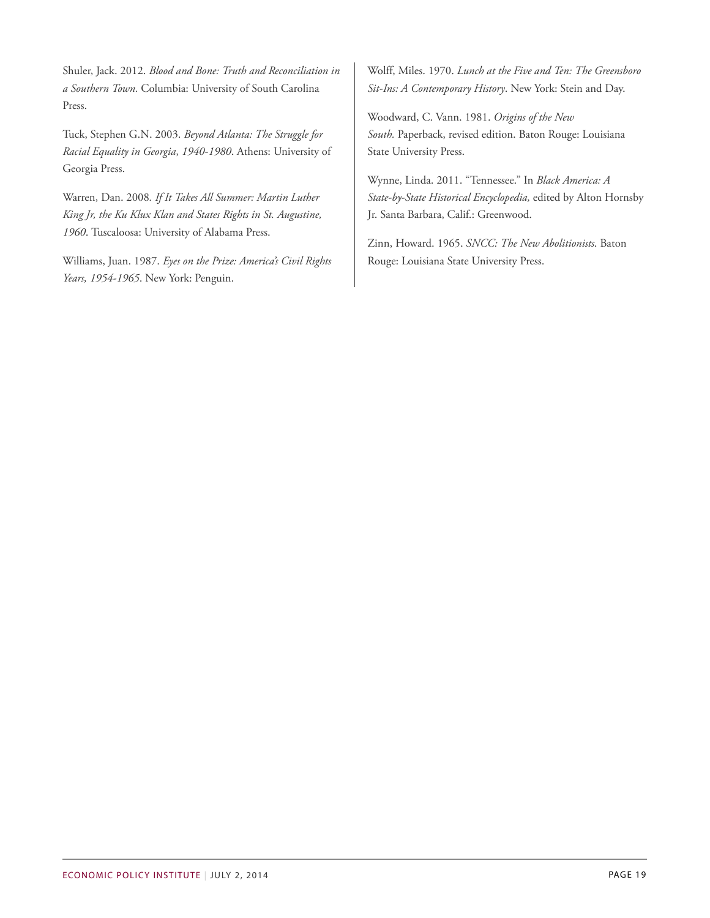Shuler, Jack. 2012. *Blood and Bone: Truth and Reconciliation in a Southern Town.* Columbia: University of South Carolina Press.

Tuck, Stephen G.N. 2003. *Beyond Atlanta: The Struggle for Racial Equality in Georgia, 1940-1980*. Athens: University of Georgia Press.

Warren, Dan. 2008*. If It Takes All Summer: Martin Luther King Jr, the Ku Klux Klan and States Rights in St. Augustine, 1960*. Tuscaloosa: University of Alabama Press.

Williams, Juan. 1987. *Eyes on the Prize: America's Civil Rights Years, 1954-1965*. New York: Penguin.

Wolff, Miles. 1970. *Lunch at the Five and Ten: The Greensboro Sit-Ins: A Contemporary History*. New York: Stein and Day.

Woodward, C. Vann. 1981. *Origins of the New South.* Paperback, revised edition. Baton Rouge: Louisiana State University Press.

Wynne, Linda. 2011. "Tennessee." In *Black America: A State-by-State Historical Encyclopedia,* edited by Alton Hornsby Jr. Santa Barbara, Calif.: Greenwood.

Zinn, Howard. 1965. *SNCC: The New Abolitionists*. Baton Rouge: Louisiana State University Press.